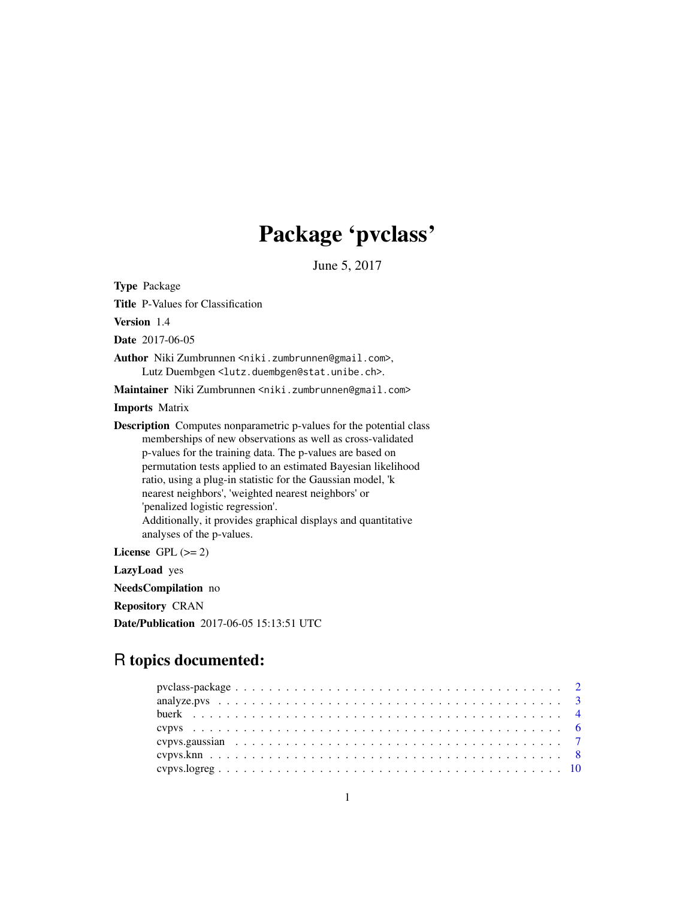# Package 'pvclass'

June 5, 2017

**Type** Package

**Title** P-Values for Classification

**Version** 1.4

**Date** 2017-06-05

**Author** Niki Zumbrunnen <niki.zumbrunnen@gmail.com>,
Lutz Duembgen <lutz.duembgen@stat.unibe.ch>.

**Maintainer** Niki Zumbrunnen <niki.zumbrunnen@gmail.com>

**Imports** Matrix

**Description** Computes nonparametric p-values for the potential class memberships of new observations as well as cross-validated p-values for the training data. The p-values are based on permutation tests applied to an estimated Bayesian likelihood ratio, using a plug-in statistic for the Gaussian model, 'k nearest neighbors', 'weighted nearest neighbors' or 'penalized logistic regression'.
Additionally, it provides graphical displays and quantitative analyses of the p-values.

**License** GPL (>= 2)

**LazyLoad** yes

**NeedsCompilation** no

**Repository** CRAN

**Date/Publication** 2017-06-05 15:13:51 UTC

## R topics documented:

- pvclass-package . . . . . . . . . . . . . . . . . . . . . . . . . . . . . . . . . . . . . . . 2
- analyze.pvs . . . . . . . . . . . . . . . . . . . . . . . . . . . . . . . . . . . . . . . . . 3
- buerk . . . . . . . . . . . . . . . . . . . . . . . . . . . . . . . . . . . . . . . . . . . . 4
- cvpvs . . . . . . . . . . . . . . . . . . . . . . . . . . . . . . . . . . . . . . . . . . . . 6
- cvpvs.gaussian . . . . . . . . . . . . . . . . . . . . . . . . . . . . . . . . . . . . . . . 7
- cvpvs.knn . . . . . . . . . . . . . . . . . . . . . . . . . . . . . . . . . . . . . . . . . . 8
- cvpvs.logreg . . . . . . . . . . . . . . . . . . . . . . . . . . . . . . . . . . . . . . . . 10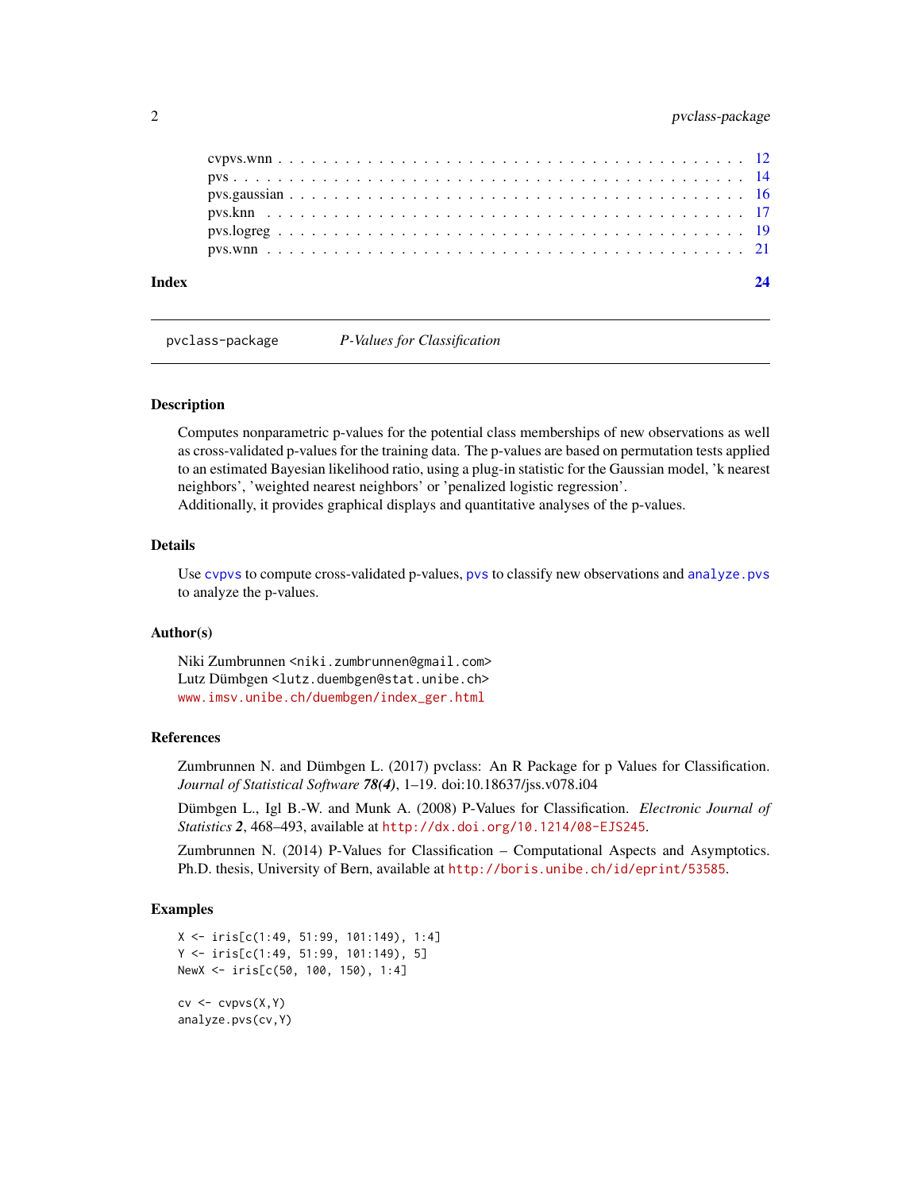cvpvs.wnn . . . . . . . . . . . . . . . . . . . . . . . . . . . . . . . . . . . . . . . 12
pvs . . . . . . . . . . . . . . . . . . . . . . . . . . . . . . . . . . . . . . . . . . . 14
pvs.gaussian . . . . . . . . . . . . . . . . . . . . . . . . . . . . . . . . . . . . . . 16
pvs.knn . . . . . . . . . . . . . . . . . . . . . . . . . . . . . . . . . . . . . . . . . 17
pvs.logreg . . . . . . . . . . . . . . . . . . . . . . . . . . . . . . . . . . . . . . . 19
pvs.wnn . . . . . . . . . . . . . . . . . . . . . . . . . . . . . . . . . . . . . . . . . 21

**Index** **24**

---

`pvclass-package` *P-Values for Classification*

---

### Description

Computes nonparametric p-values for the potential class memberships of new observations as well as cross-validated p-values for the training data. The p-values are based on permutation tests applied to an estimated Bayesian likelihood ratio, using a plug-in statistic for the Gaussian model, 'k nearest neighbors', 'weighted nearest neighbors' or 'penalized logistic regression'.
Additionally, it provides graphical displays and quantitative analyses of the p-values.

### Details

Use `cvpvs` to compute cross-validated p-values, `pvs` to classify new observations and `analyze.pvs` to analyze the p-values.

### Author(s)

Niki Zumbrunnen <niki.zumbrunnen@gmail.com>
Lutz Dümbgen <lutz.duembgen@stat.unibe.ch>
www.imsv.unibe.ch/duembgen/index_ger.html

### References

Zumbrunnen N. and Dümbgen L. (2017) pvclass: An R Package for p Values for Classification. *Journal of Statistical Software* ***78(4)***, 1–19. doi:10.18637/jss.v078.i04

Dümbgen L., Igl B.-W. and Munk A. (2008) P-Values for Classification. *Electronic Journal of Statistics* ***2***, 468–493, available at http://dx.doi.org/10.1214/08-EJS245.

Zumbrunnen N. (2014) P-Values for Classification – Computational Aspects and Asymptotics. Ph.D. thesis, University of Bern, available at http://boris.unibe.ch/id/eprint/53585.

### Examples

```
X <- iris[c(1:49, 51:99, 101:149), 1:4]
Y <- iris[c(1:49, 51:99, 101:149), 5]
NewX <- iris[c(50, 100, 150), 1:4]

cv <- cvpvs(X,Y)
analyze.pvs(cv,Y)
```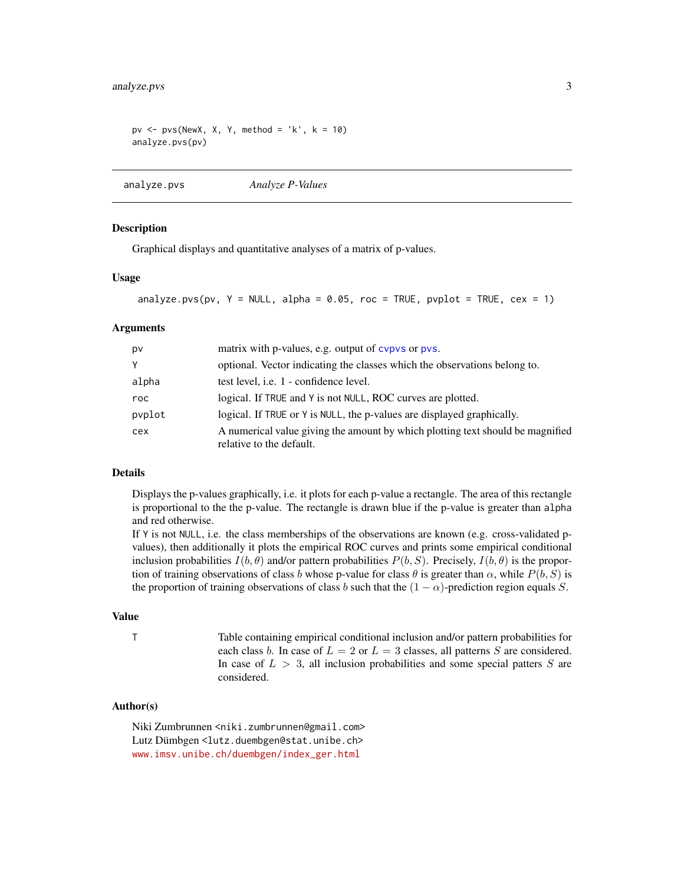```
pv <- pvs(NewX, X, Y, method = 'k', k = 10)
analyze.pvs(pv)
```

## analyze.pvs — *Analyze P-Values*

### Description

Graphical displays and quantitative analyses of a matrix of p-values.

### Usage

```
analyze.pvs(pv, Y = NULL, alpha = 0.05, roc = TRUE, pvplot = TRUE, cex = 1)
```

### Arguments

| | |
|---|---|
| pv | matrix with p-values, e.g. output of cvpvs or pvs. |
| Y | optional. Vector indicating the classes which the observations belong to. |
| alpha | test level, i.e. 1 - confidence level. |
| roc | logical. If TRUE and Y is not NULL, ROC curves are plotted. |
| pvplot | logical. If TRUE or Y is NULL, the p-values are displayed graphically. |
| cex | A numerical value giving the amount by which plotting text should be magnified relative to the default. |

### Details

Displays the p-values graphically, i.e. it plots for each p-value a rectangle. The area of this rectangle is proportional to the the p-value. The rectangle is drawn blue if the p-value is greater than alpha and red otherwise.

If Y is not NULL, i.e. the class memberships of the observations are known (e.g. cross-validated p-values), then additionally it plots the empirical ROC curves and prints some empirical conditional inclusion probabilities $I(b, \theta)$ and/or pattern probabilities $P(b, S)$. Precisely, $I(b, \theta)$ is the proportion of training observations of class $b$ whose p-value for class $\theta$ is greater than $\alpha$, while $P(b, S)$ is the proportion of training observations of class $b$ such that the $(1 - \alpha)$-prediction region equals $S$.

### Value

| | |
|---|---|
| T | Table containing empirical conditional inclusion and/or pattern probabilities for each class $b$. In case of $L = 2$ or $L = 3$ classes, all patterns $S$ are considered. In case of $L > 3$, all inclusion probabilities and some special patters $S$ are considered. |

### Author(s)

Niki Zumbrunnen <niki.zumbrunnen@gmail.com>
Lutz Dümbgen <lutz.duembgen@stat.unibe.ch>
www.imsv.unibe.ch/duembgen/index_ger.html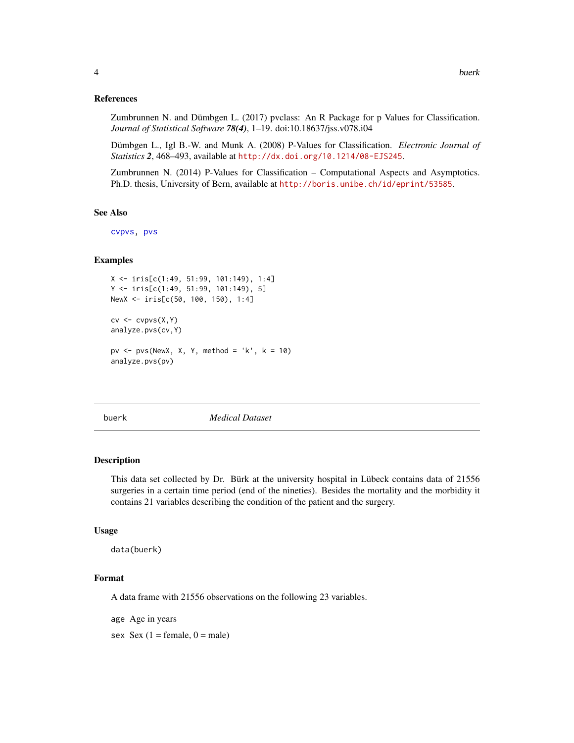### References

Zumbrunnen N. and Dümbgen L. (2017) pvclass: An R Package for p Values for Classification. *Journal of Statistical Software* ***78(4)***, 1–19. doi:10.18637/jss.v078.i04

Dümbgen L., Igl B.-W. and Munk A. (2008) P-Values for Classification. *Electronic Journal of Statistics* ***2***, 468–493, available at http://dx.doi.org/10.1214/08-EJS245.

Zumbrunnen N. (2014) P-Values for Classification – Computational Aspects and Asymptotics. Ph.D. thesis, University of Bern, available at http://boris.unibe.ch/id/eprint/53585.

### See Also

cvpvs, pvs

### Examples

```
X <- iris[c(1:49, 51:99, 101:149), 1:4]
Y <- iris[c(1:49, 51:99, 101:149), 5]
NewX <- iris[c(50, 100, 150), 1:4]

cv <- cvpvs(X,Y)
analyze.pvs(cv,Y)

pv <- pvs(NewX, X, Y, method = 'k', k = 10)
analyze.pvs(pv)
```

---

## buerk *Medical Dataset*

---

### Description

This data set collected by Dr. Bürk at the university hospital in Lübeck contains data of 21556 surgeries in a certain time period (end of the nineties). Besides the mortality and the morbidity it contains 21 variables describing the condition of the patient and the surgery.

### Usage

```
data(buerk)
```

### Format

A data frame with 21556 observations on the following 23 variables.

`age` Age in years

`sex` Sex (1 = female, 0 = male)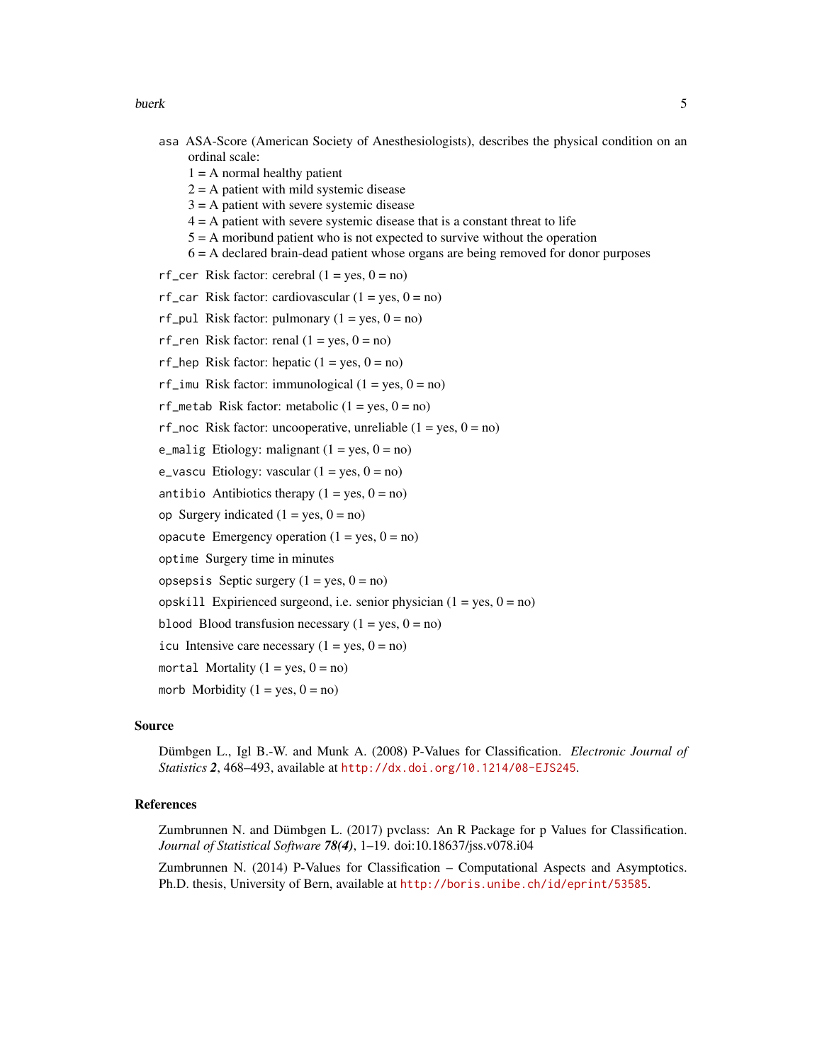`asa` ASA-Score (American Society of Anesthesiologists), describes the physical condition on an ordinal scale:
1 = A normal healthy patient
2 = A patient with mild systemic disease
3 = A patient with severe systemic disease
4 = A patient with severe systemic disease that is a constant threat to life
5 = A moribund patient who is not expected to survive without the operation
6 = A declared brain-dead patient whose organs are being removed for donor purposes

`rf_cer` Risk factor: cerebral (1 = yes, 0 = no)

`rf_car` Risk factor: cardiovascular (1 = yes, 0 = no)

`rf_pul` Risk factor: pulmonary (1 = yes, 0 = no)

`rf_ren` Risk factor: renal (1 = yes, 0 = no)

`rf_hep` Risk factor: hepatic (1 = yes, 0 = no)

`rf_imu` Risk factor: immunological (1 = yes, 0 = no)

`rf_metab` Risk factor: metabolic (1 = yes, 0 = no)

`rf_noc` Risk factor: uncooperative, unreliable (1 = yes, 0 = no)

`e_malig` Etiology: malignant (1 = yes, 0 = no)

`e_vascu` Etiology: vascular (1 = yes, 0 = no)

`antibio` Antibiotics therapy (1 = yes, 0 = no)

`op` Surgery indicated (1 = yes, 0 = no)

`opacute` Emergency operation (1 = yes, 0 = no)

`optime` Surgery time in minutes

`opsepsis` Septic surgery (1 = yes, 0 = no)

`opskill` Expirienced surgeond, i.e. senior physician (1 = yes, 0 = no)

`blood` Blood transfusion necessary (1 = yes, 0 = no)

`icu` Intensive care necessary (1 = yes, 0 = no)

`mortal` Mortality (1 = yes, 0 = no)

`morb` Morbidity (1 = yes, 0 = no)

## Source

Dümbgen L., Igl B.-W. and Munk A. (2008) P-Values for Classification. *Electronic Journal of Statistics* ***2***, 468–493, available at http://dx.doi.org/10.1214/08-EJS245.

## References

Zumbrunnen N. and Dümbgen L. (2017) pvclass: An R Package for p Values for Classification. *Journal of Statistical Software* ***78(4)***, 1–19. doi:10.18637/jss.v078.i04

Zumbrunnen N. (2014) P-Values for Classification – Computational Aspects and Asymptotics. Ph.D. thesis, University of Bern, available at http://boris.unibe.ch/id/eprint/53585.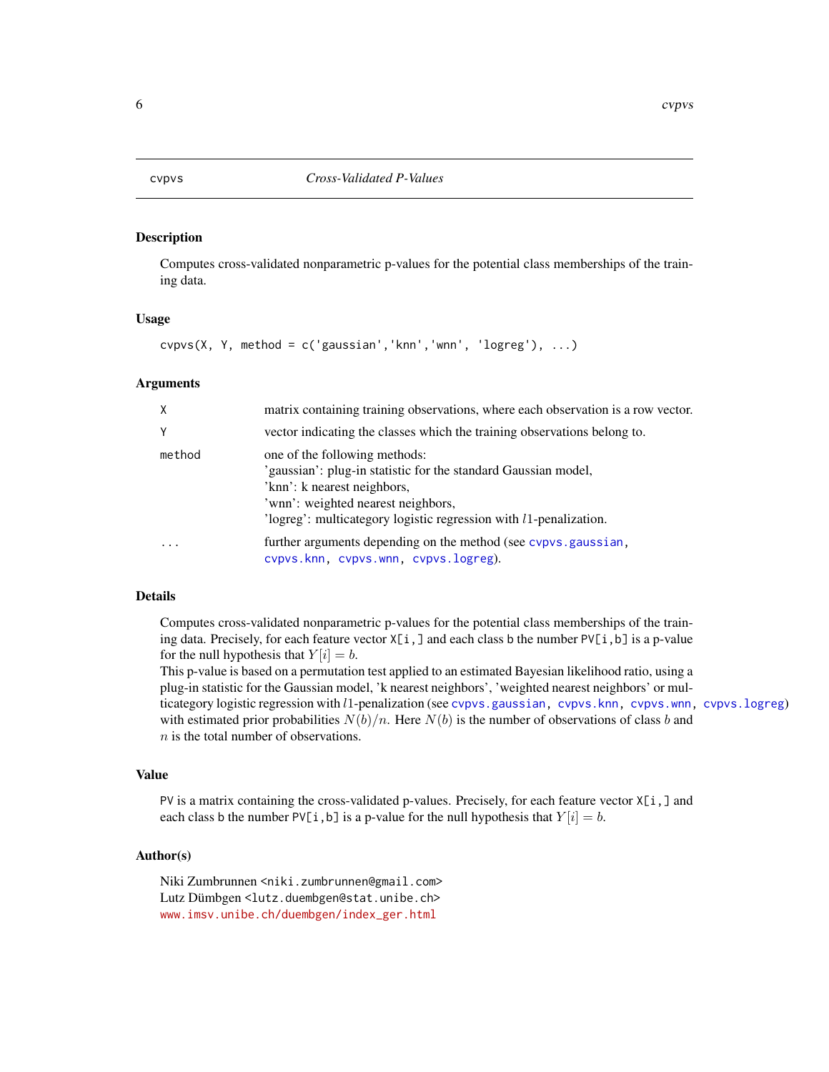# cvpvs — *Cross-Validated P-Values*

## Description

Computes cross-validated nonparametric p-values for the potential class memberships of the training data.

## Usage

```
cvpvs(X, Y, method = c('gaussian','knn','wnn', 'logreg'), ...)
```

## Arguments

| | |
|---|---|
| X | matrix containing training observations, where each observation is a row vector. |
| Y | vector indicating the classes which the training observations belong to. |
| method | one of the following methods:<br>'gaussian': plug-in statistic for the standard Gaussian model,<br>'knn': k nearest neighbors,<br>'wnn': weighted nearest neighbors,<br>'logreg': multicategory logistic regression with $l1$-penalization. |
| ... | further arguments depending on the method (see cvpvs.gaussian, cvpvs.knn, cvpvs.wnn, cvpvs.logreg). |

## Details

Computes cross-validated nonparametric p-values for the potential class memberships of the training data. Precisely, for each feature vector `X[i,]` and each class `b` the number `PV[i,b]` is a p-value for the null hypothesis that $Y[i] = b$.
This p-value is based on a permutation test applied to an estimated Bayesian likelihood ratio, using a plug-in statistic for the Gaussian model, 'k nearest neighbors', 'weighted nearest neighbors' or multicategory logistic regression with $l1$-penalization (see cvpvs.gaussian, cvpvs.knn, cvpvs.wnn, cvpvs.logreg) with estimated prior probabilities $N(b)/n$. Here $N(b)$ is the number of observations of class $b$ and $n$ is the total number of observations.

## Value

`PV` is a matrix containing the cross-validated p-values. Precisely, for each feature vector `X[i,]` and each class `b` the number `PV[i,b]` is a p-value for the null hypothesis that $Y[i] = b$.

## Author(s)

Niki Zumbrunnen <niki.zumbrunnen@gmail.com>
Lutz Dümbgen <lutz.duembgen@stat.unibe.ch>
www.imsv.unibe.ch/duembgen/index_ger.html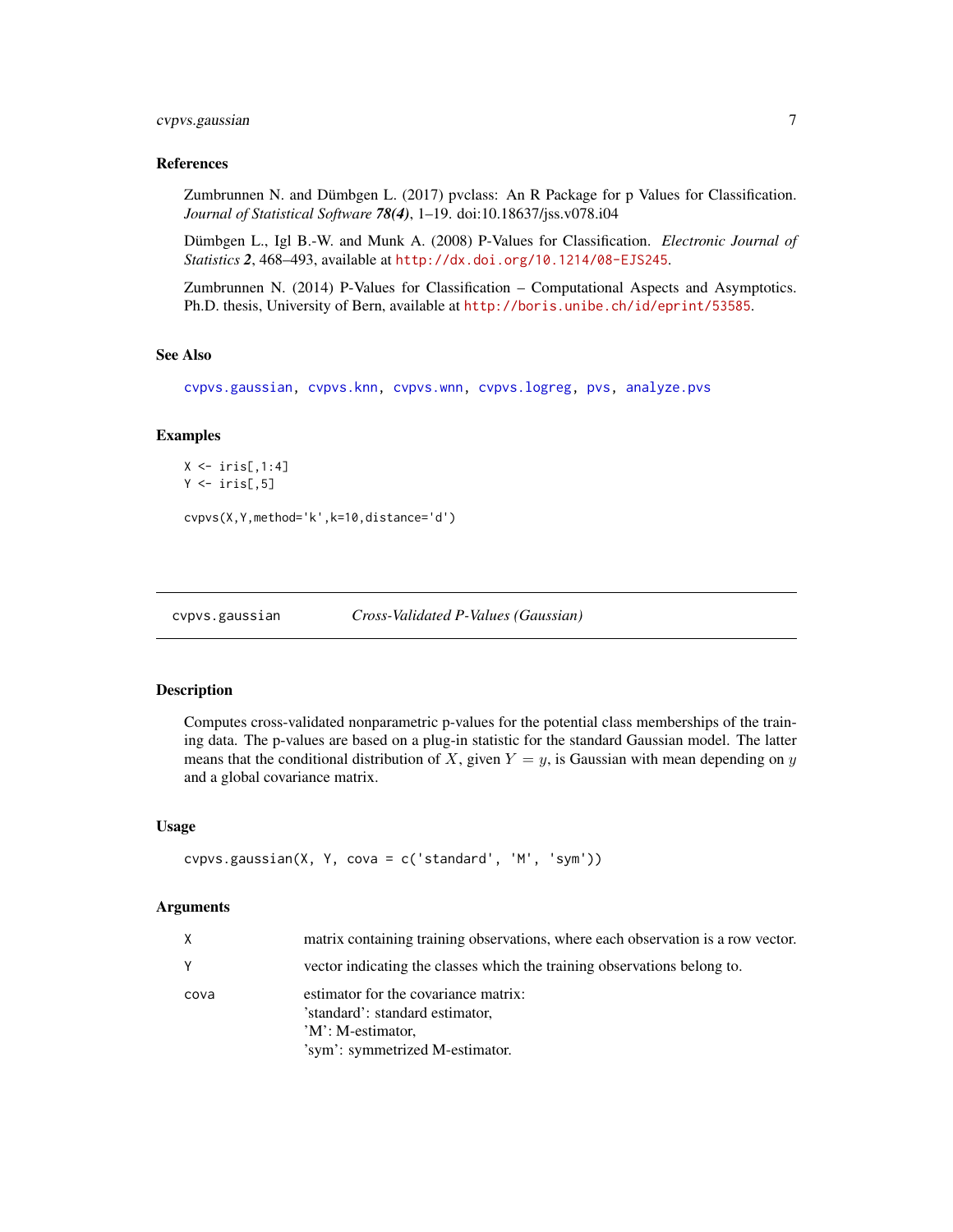### References

Zumbrunnen N. and Dümbgen L. (2017) pvclass: An R Package for p Values for Classification. *Journal of Statistical Software* ***78(4)***, 1–19. doi:10.18637/jss.v078.i04

Dümbgen L., Igl B.-W. and Munk A. (2008) P-Values for Classification. *Electronic Journal of Statistics* ***2***, 468–493, available at http://dx.doi.org/10.1214/08-EJS245.

Zumbrunnen N. (2014) P-Values for Classification – Computational Aspects and Asymptotics. Ph.D. thesis, University of Bern, available at http://boris.unibe.ch/id/eprint/53585.

### See Also

cvpvs.gaussian, cvpvs.knn, cvpvs.wnn, cvpvs.logreg, pvs, analyze.pvs

### Examples

```
X <- iris[,1:4]
Y <- iris[,5]

cvpvs(X,Y,method='k',k=10,distance='d')
```

---

## cvpvs.gaussian — *Cross-Validated P-Values (Gaussian)*

---

### Description

Computes cross-validated nonparametric p-values for the potential class memberships of the training data. The p-values are based on a plug-in statistic for the standard Gaussian model. The latter means that the conditional distribution of $X$, given $Y = y$, is Gaussian with mean depending on $y$ and a global covariance matrix.

### Usage

```
cvpvs.gaussian(X, Y, cova = c('standard', 'M', 'sym'))
```

### Arguments

| | |
|---|---|
| X | matrix containing training observations, where each observation is a row vector. |
| Y | vector indicating the classes which the training observations belong to. |
| cova | estimator for the covariance matrix:<br>'standard': standard estimator,<br>'M': M-estimator,<br>'sym': symmetrized M-estimator. |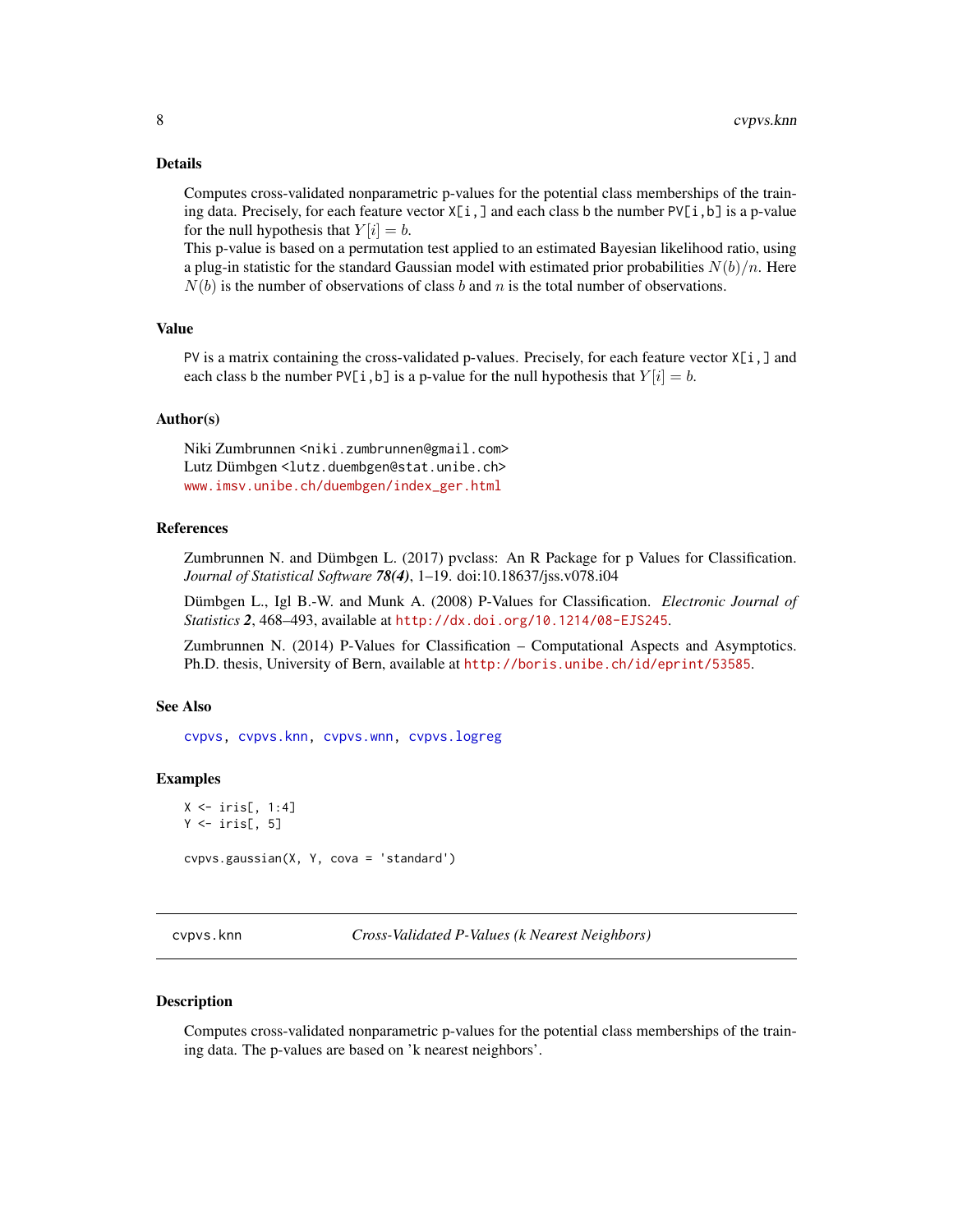## Details

Computes cross-validated nonparametric p-values for the potential class memberships of the training data. Precisely, for each feature vector `X[i,]` and each class `b` the number `PV[i,b]` is a p-value for the null hypothesis that $Y[i] = b$.
This p-value is based on a permutation test applied to an estimated Bayesian likelihood ratio, using a plug-in statistic for the standard Gaussian model with estimated prior probabilities $N(b)/n$. Here $N(b)$ is the number of observations of class $b$ and $n$ is the total number of observations.

## Value

`PV` is a matrix containing the cross-validated p-values. Precisely, for each feature vector `X[i,]` and each class `b` the number `PV[i,b]` is a p-value for the null hypothesis that $Y[i] = b$.

## Author(s)

Niki Zumbrunnen <niki.zumbrunnen@gmail.com>
Lutz Dümbgen <lutz.duembgen@stat.unibe.ch>
www.imsv.unibe.ch/duembgen/index_ger.html

## References

Zumbrunnen N. and Dümbgen L. (2017) pvclass: An R Package for p Values for Classification. *Journal of Statistical Software* ***78(4)***, 1–19. doi:10.18637/jss.v078.i04

Dümbgen L., Igl B.-W. and Munk A. (2008) P-Values for Classification. *Electronic Journal of Statistics* ***2***, 468–493, available at http://dx.doi.org/10.1214/08-EJS245.

Zumbrunnen N. (2014) P-Values for Classification – Computational Aspects and Asymptotics. Ph.D. thesis, University of Bern, available at http://boris.unibe.ch/id/eprint/53585.

## See Also

`cvpvs`, `cvpvs.knn`, `cvpvs.wnn`, `cvpvs.logreg`

## Examples

```
X <- iris[, 1:4]
Y <- iris[, 5]

cvpvs.gaussian(X, Y, cova = 'standard')
```

---

# cvpvs.knn — *Cross-Validated P-Values (k Nearest Neighbors)*

## Description

Computes cross-validated nonparametric p-values for the potential class memberships of the training data. The p-values are based on 'k nearest neighbors'.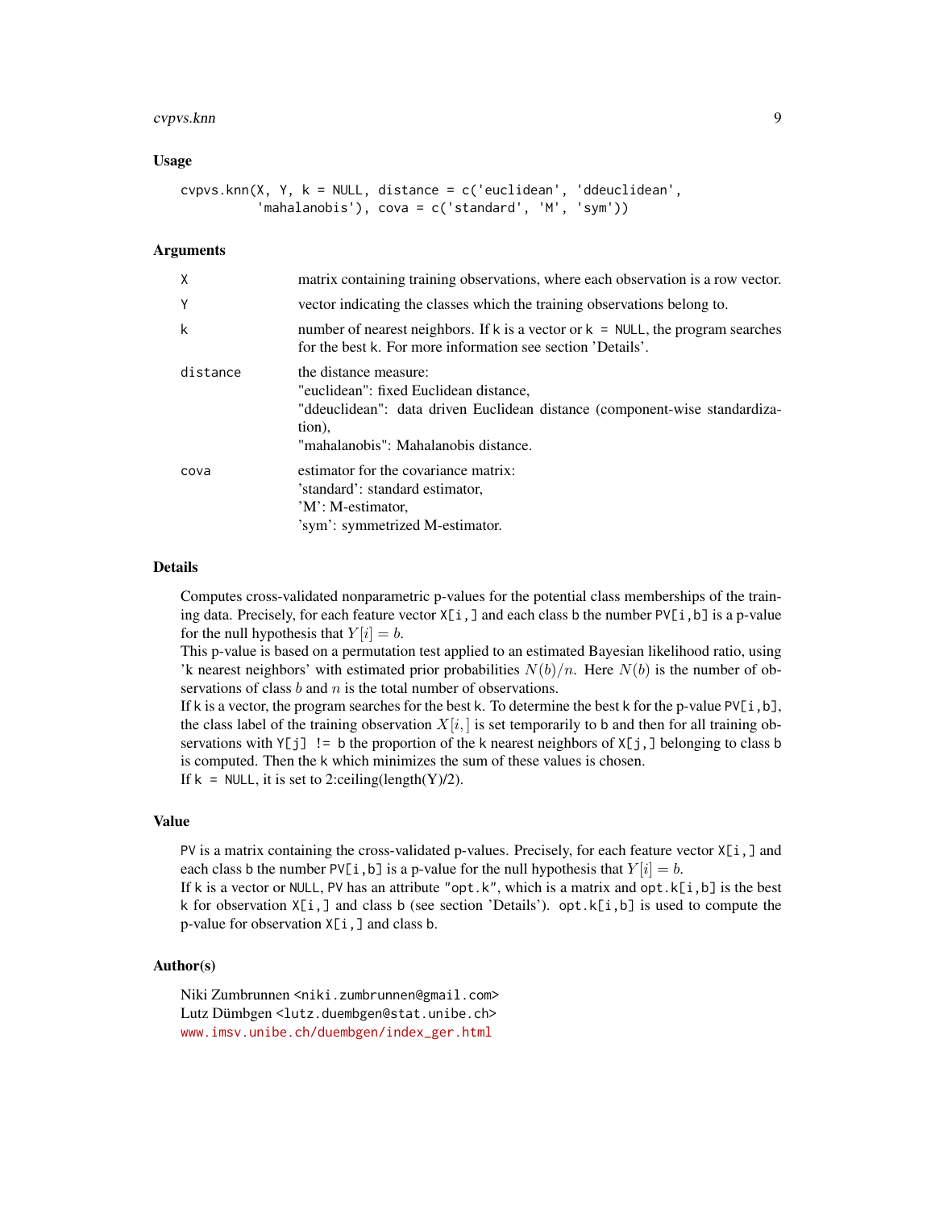## Usage

```
cvpvs.knn(X, Y, k = NULL, distance = c('euclidean', 'ddeuclidean',
          'mahalanobis'), cova = c('standard', 'M', 'sym'))
```

## Arguments

| | |
|---|---|
| X | matrix containing training observations, where each observation is a row vector. |
| Y | vector indicating the classes which the training observations belong to. |
| k | number of nearest neighbors. If k is a vector or k = NULL, the program searches for the best k. For more information see section 'Details'. |
| distance | the distance measure:<br>"euclidean": fixed Euclidean distance,<br>"ddeuclidean": data driven Euclidean distance (component-wise standardization),<br>"mahalanobis": Mahalanobis distance. |
| cova | estimator for the covariance matrix:<br>'standard': standard estimator,<br>'M': M-estimator,<br>'sym': symmetrized M-estimator. |

## Details

Computes cross-validated nonparametric p-values for the potential class memberships of the training data. Precisely, for each feature vector X[i,] and each class b the number PV[i,b] is a p-value for the null hypothesis that $Y[i] = b$.

This p-value is based on a permutation test applied to an estimated Bayesian likelihood ratio, using 'k nearest neighbors' with estimated prior probabilities $N(b)/n$. Here $N(b)$ is the number of observations of class $b$ and $n$ is the total number of observations.

If k is a vector, the program searches for the best k. To determine the best k for the p-value PV[i,b], the class label of the training observation $X[i,]$ is set temporarily to b and then for all training observations with Y[j] != b the proportion of the k nearest neighbors of X[j,] belonging to class b is computed. Then the k which minimizes the sum of these values is chosen.

If k = NULL, it is set to 2:ceiling(length(Y)/2).

## Value

PV is a matrix containing the cross-validated p-values. Precisely, for each feature vector X[i,] and each class b the number PV[i,b] is a p-value for the null hypothesis that $Y[i] = b$.

If k is a vector or NULL, PV has an attribute "opt.k", which is a matrix and opt.k[i,b] is the best k for observation X[i,] and class b (see section 'Details'). opt.k[i,b] is used to compute the p-value for observation X[i,] and class b.

## Author(s)

Niki Zumbrunnen <niki.zumbrunnen@gmail.com>
Lutz Dümbgen <lutz.duembgen@stat.unibe.ch>
www.imsv.unibe.ch/duembgen/index_ger.html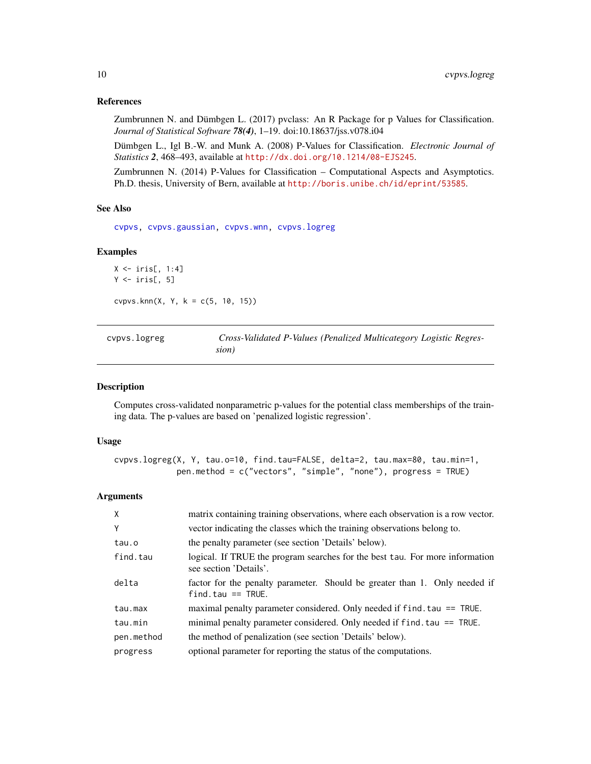### References

Zumbrunnen N. and Dümbgen L. (2017) pvclass: An R Package for p Values for Classification. *Journal of Statistical Software* ***78(4)***, 1–19. doi:10.18637/jss.v078.i04

Dümbgen L., Igl B.-W. and Munk A. (2008) P-Values for Classification. *Electronic Journal of Statistics* ***2***, 468–493, available at http://dx.doi.org/10.1214/08-EJS245.

Zumbrunnen N. (2014) P-Values for Classification – Computational Aspects and Asymptotics. Ph.D. thesis, University of Bern, available at http://boris.unibe.ch/id/eprint/53585.

### See Also

cvpvs, cvpvs.gaussian, cvpvs.wnn, cvpvs.logreg

### Examples

```
X <- iris[, 1:4]
Y <- iris[, 5]

cvpvs.knn(X, Y, k = c(5, 10, 15))
```

---

## cvpvs.logreg — *Cross-Validated P-Values (Penalized Multicategory Logistic Regression)*

---

### Description

Computes cross-validated nonparametric p-values for the potential class memberships of the training data. The p-values are based on 'penalized logistic regression'.

### Usage

```
cvpvs.logreg(X, Y, tau.o=10, find.tau=FALSE, delta=2, tau.max=80, tau.min=1,
             pen.method = c("vectors", "simple", "none"), progress = TRUE)
```

### Arguments

| | |
|---|---|
| `X` | matrix containing training observations, where each observation is a row vector. |
| `Y` | vector indicating the classes which the training observations belong to. |
| `tau.o` | the penalty parameter (see section 'Details' below). |
| `find.tau` | logical. If TRUE the program searches for the best `tau`. For more information see section 'Details'. |
| `delta` | factor for the penalty parameter. Should be greater than 1. Only needed if `find.tau == TRUE`. |
| `tau.max` | maximal penalty parameter considered. Only needed if `find.tau == TRUE`. |
| `tau.min` | minimal penalty parameter considered. Only needed if `find.tau == TRUE`. |
| `pen.method` | the method of penalization (see section 'Details' below). |
| `progress` | optional parameter for reporting the status of the computations. |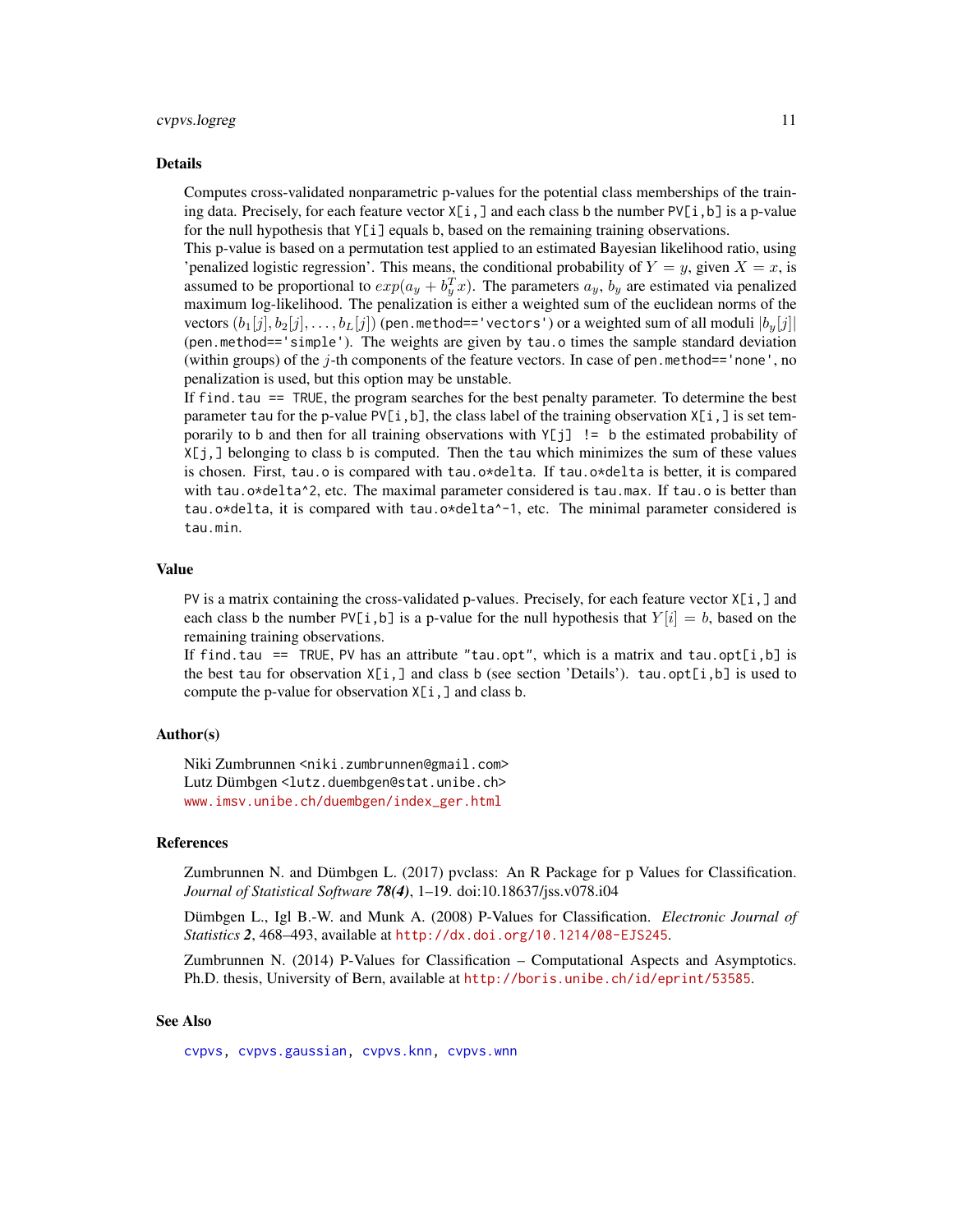## Details

Computes cross-validated nonparametric p-values for the potential class memberships of the training data. Precisely, for each feature vector `X[i,]` and each class `b` the number `PV[i,b]` is a p-value for the null hypothesis that `Y[i]` equals `b`, based on the remaining training observations.

This p-value is based on a permutation test applied to an estimated Bayesian likelihood ratio, using 'penalized logistic regression'. This means, the conditional probability of $Y = y$, given $X = x$, is assumed to be proportional to $exp(a_y + b_y^T x)$. The parameters $a_y$, $b_y$ are estimated via penalized maximum log-likelihood. The penalization is either a weighted sum of the euclidean norms of the vectors $(b_1[j], b_2[j], \ldots, b_L[j])$ (`pen.method=='vectors'`) or a weighted sum of all moduli $|b_y[j]|$ (`pen.method=='simple'`). The weights are given by `tau.o` times the sample standard deviation (within groups) of the $j$-th components of the feature vectors. In case of `pen.method=='none'`, no penalization is used, but this option may be unstable.

If `find.tau == TRUE`, the program searches for the best penalty parameter. To determine the best parameter `tau` for the p-value `PV[i,b]`, the class label of the training observation `X[i,]` is set temporarily to `b` and then for all training observations with `Y[j] != b` the estimated probability of `X[j,]` belonging to class `b` is computed. Then the `tau` which minimizes the sum of these values is chosen. First, `tau.o` is compared with `tau.o*delta`. If `tau.o*delta` is better, it is compared with `tau.o*delta^2`, etc. The maximal parameter considered is `tau.max`. If `tau.o` is better than `tau.o*delta`, it is compared with `tau.o*delta^-1`, etc. The minimal parameter considered is `tau.min`.

## Value

`PV` is a matrix containing the cross-validated p-values. Precisely, for each feature vector `X[i,]` and each class `b` the number `PV[i,b]` is a p-value for the null hypothesis that $Y[i] = b$, based on the remaining training observations.

If `find.tau == TRUE`, `PV` has an attribute `"tau.opt"`, which is a matrix and `tau.opt[i,b]` is the best `tau` for observation `X[i,]` and class `b` (see section 'Details'). `tau.opt[i,b]` is used to compute the p-value for observation `X[i,]` and class `b`.

## Author(s)

Niki Zumbrunnen <niki.zumbrunnen@gmail.com>
Lutz Dümbgen <lutz.duembgen@stat.unibe.ch>
www.imsv.unibe.ch/duembgen/index_ger.html

## References

Zumbrunnen N. and Dümbgen L. (2017) pvclass: An R Package for p Values for Classification. *Journal of Statistical Software* ***78(4)***, 1–19. doi:10.18637/jss.v078.i04

Dümbgen L., Igl B.-W. and Munk A. (2008) P-Values for Classification. *Electronic Journal of Statistics* ***2***, 468–493, available at http://dx.doi.org/10.1214/08-EJS245.

Zumbrunnen N. (2014) P-Values for Classification – Computational Aspects and Asymptotics. Ph.D. thesis, University of Bern, available at http://boris.unibe.ch/id/eprint/53585.

## See Also

cvpvs, cvpvs.gaussian, cvpvs.knn, cvpvs.wnn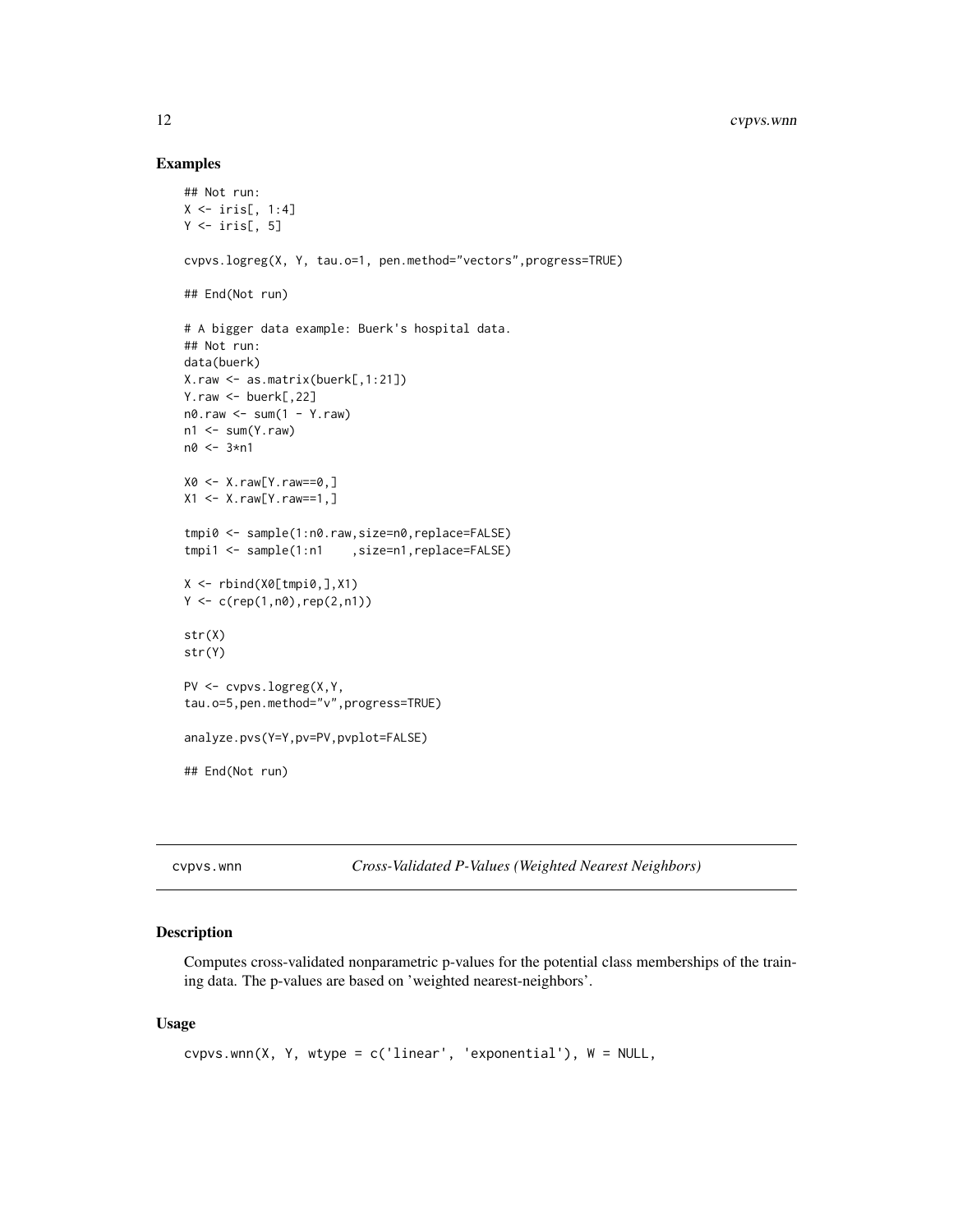## Examples

```
## Not run:
X <- iris[, 1:4]
Y <- iris[, 5]

cvpvs.logreg(X, Y, tau.o=1, pen.method="vectors",progress=TRUE)

## End(Not run)

# A bigger data example: Buerk's hospital data.
## Not run:
data(buerk)
X.raw <- as.matrix(buerk[,1:21])
Y.raw <- buerk[,22]
n0.raw <- sum(1 - Y.raw)
n1 <- sum(Y.raw)
n0 <- 3*n1

X0 <- X.raw[Y.raw==0,]
X1 <- X.raw[Y.raw==1,]

tmpi0 <- sample(1:n0.raw,size=n0,replace=FALSE)
tmpi1 <- sample(1:n1    ,size=n1,replace=FALSE)

X <- rbind(X0[tmpi0,],X1)
Y <- c(rep(1,n0),rep(2,n1))

str(X)
str(Y)

PV <- cvpvs.logreg(X,Y,
tau.o=5,pen.method="v",progress=TRUE)

analyze.pvs(Y=Y,pv=PV,pvplot=FALSE)

## End(Not run)
```

---

# cvpvs.wnn — *Cross-Validated P-Values (Weighted Nearest Neighbors)*

## Description

Computes cross-validated nonparametric p-values for the potential class memberships of the training data. The p-values are based on 'weighted nearest-neighbors'.

## Usage

```
cvpvs.wnn(X, Y, wtype = c('linear', 'exponential'), W = NULL,
```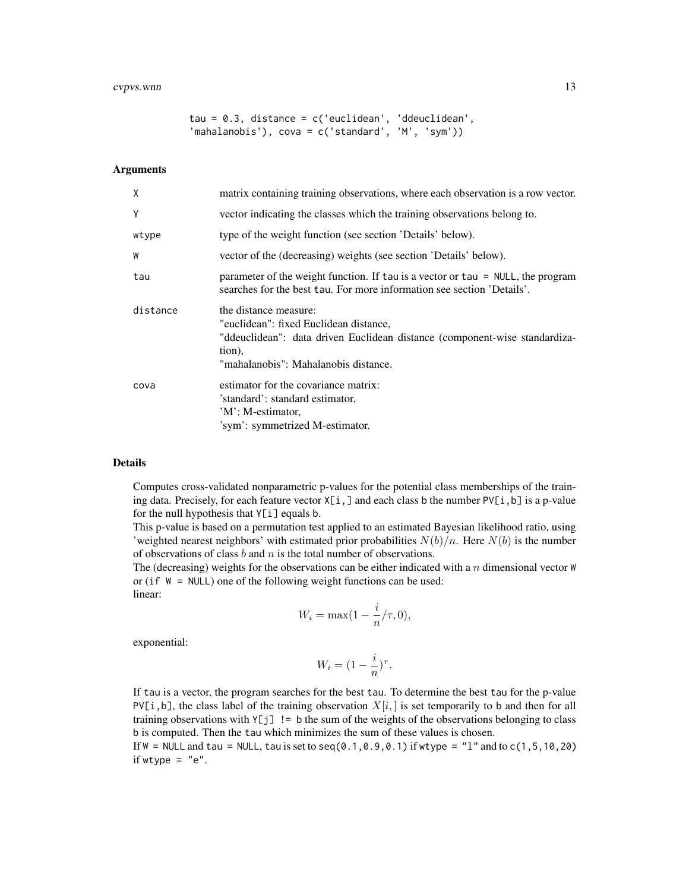```
tau = 0.3, distance = c('euclidean', 'ddeuclidean',
'mahalanobis'), cova = c('standard', 'M', 'sym'))
```

## Arguments

| | |
|---|---|
| `X` | matrix containing training observations, where each observation is a row vector. |
| `Y` | vector indicating the classes which the training observations belong to. |
| `wtype` | type of the weight function (see section 'Details' below). |
| `W` | vector of the (decreasing) weights (see section 'Details' below). |
| `tau` | parameter of the weight function. If `tau` is a vector or `tau = NULL`, the program searches for the best `tau`. For more information see section 'Details'. |
| `distance` | the distance measure:<br>"euclidean": fixed Euclidean distance,<br>"ddeuclidean": data driven Euclidean distance (component-wise standardization),<br>"mahalanobis": Mahalanobis distance. |
| `cova` | estimator for the covariance matrix:<br>'standard': standard estimator,<br>'M': M-estimator,<br>'sym': symmetrized M-estimator. |

## Details

Computes cross-validated nonparametric p-values for the potential class memberships of the training data. Precisely, for each feature vector `X[i,]` and each class `b` the number `PV[i,b]` is a p-value for the null hypothesis that `Y[i]` equals `b`.

This p-value is based on a permutation test applied to an estimated Bayesian likelihood ratio, using 'weighted nearest neighbors' with estimated prior probabilities $N(b)/n$. Here $N(b)$ is the number of observations of class $b$ and $n$ is the total number of observations.

The (decreasing) weights for the observations can be either indicated with a $n$ dimensional vector `W` or (if `W = NULL`) one of the following weight functions can be used:

linear:

$$W_i = \max(1 - \frac{i}{n}/\tau, 0),$$

exponential:

$$W_i = (1 - \frac{i}{n})^{\tau}.$$

If `tau` is a vector, the program searches for the best `tau`. To determine the best `tau` for the p-value `PV[i,b]`, the class label of the training observation $X[i,]$ is set temporarily to `b` and then for all training observations with `Y[j] != b` the sum of the weights of the observations belonging to class `b` is computed. Then the `tau` which minimizes the sum of these values is chosen.

If `W = NULL` and `tau = NULL`, `tau` is set to `seq(0.1,0.9,0.1)` if `wtype = "l"` and to `c(1,5,10,20)` if `wtype = "e"`.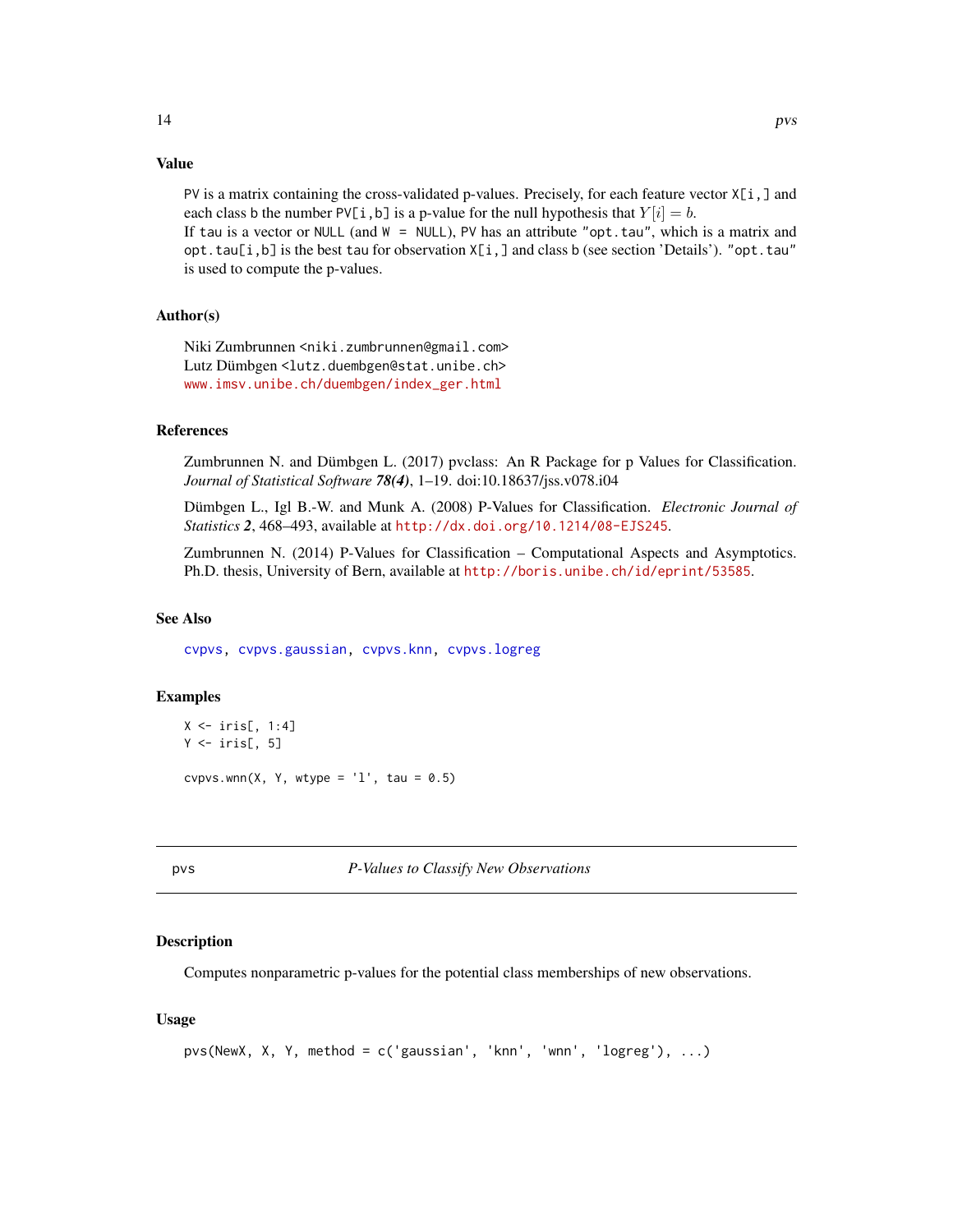## Value

PV is a matrix containing the cross-validated p-values. Precisely, for each feature vector X[i,] and each class b the number PV[i,b] is a p-value for the null hypothesis that $Y[i] = b$.
If tau is a vector or NULL (and W = NULL), PV has an attribute "opt.tau", which is a matrix and opt.tau[i,b] is the best tau for observation X[i,] and class b (see section 'Details'). "opt.tau" is used to compute the p-values.

## Author(s)

Niki Zumbrunnen <niki.zumbrunnen@gmail.com>
Lutz Dümbgen <lutz.duembgen@stat.unibe.ch>
www.imsv.unibe.ch/duembgen/index_ger.html

## References

Zumbrunnen N. and Dümbgen L. (2017) pvclass: An R Package for p Values for Classification. *Journal of Statistical Software* ***78(4)***, 1–19. doi:10.18637/jss.v078.i04

Dümbgen L., Igl B.-W. and Munk A. (2008) P-Values for Classification. *Electronic Journal of Statistics* ***2***, 468–493, available at http://dx.doi.org/10.1214/08-EJS245.

Zumbrunnen N. (2014) P-Values for Classification – Computational Aspects and Asymptotics. Ph.D. thesis, University of Bern, available at http://boris.unibe.ch/id/eprint/53585.

## See Also

cvpvs, cvpvs.gaussian, cvpvs.knn, cvpvs.logreg

## Examples

```
X <- iris[, 1:4]
Y <- iris[, 5]

cvpvs.wnn(X, Y, wtype = 'l', tau = 0.5)
```

---

# pvs — *P-Values to Classify New Observations*

## Description

Computes nonparametric p-values for the potential class memberships of new observations.

## Usage

```
pvs(NewX, X, Y, method = c('gaussian', 'knn', 'wnn', 'logreg'), ...)
```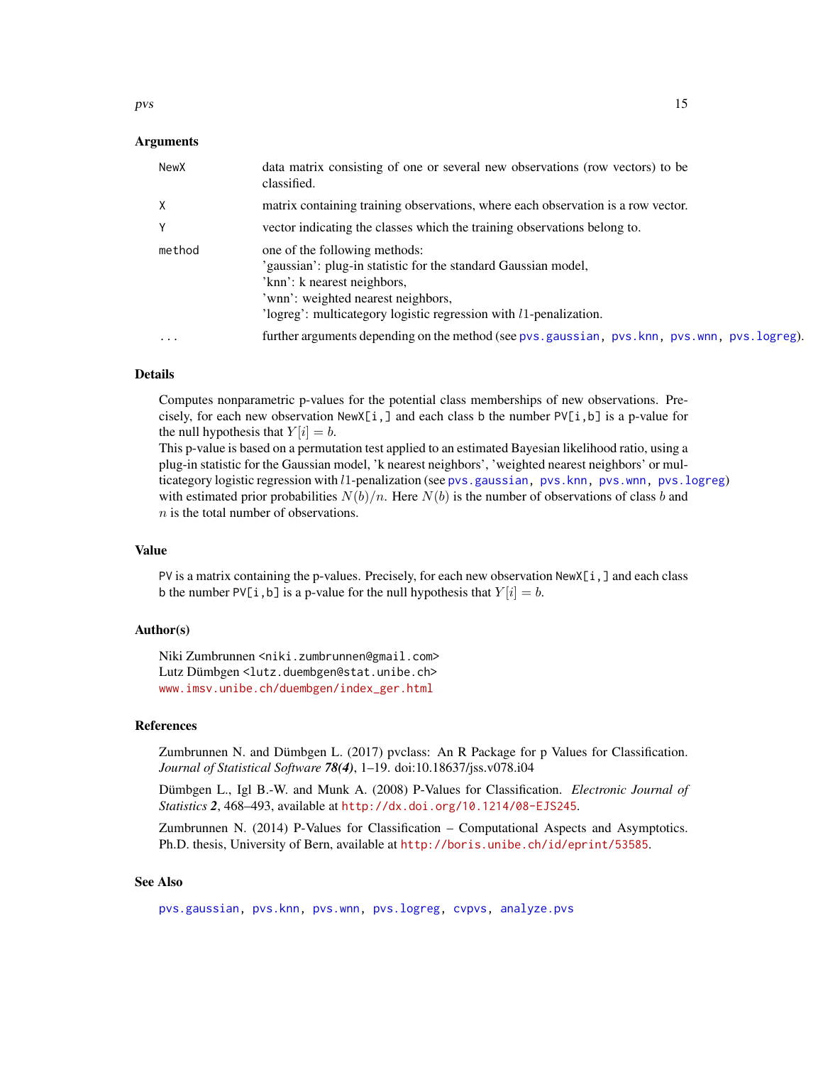### Arguments

| | |
|---|---|
| NewX | data matrix consisting of one or several new observations (row vectors) to be classified. |
| X | matrix containing training observations, where each observation is a row vector. |
| Y | vector indicating the classes which the training observations belong to. |
| method | one of the following methods:<br>'gaussian': plug-in statistic for the standard Gaussian model,<br>'knn': k nearest neighbors,<br>'wnn': weighted nearest neighbors,<br>'logreg': multicategory logistic regression with $l1$-penalization. |
| ... | further arguments depending on the method (see pvs.gaussian, pvs.knn, pvs.wnn, pvs.logreg). |

### Details

Computes nonparametric p-values for the potential class memberships of new observations. Precisely, for each new observation NewX[i,] and each class b the number PV[i,b] is a p-value for the null hypothesis that $Y[i] = b$.
This p-value is based on a permutation test applied to an estimated Bayesian likelihood ratio, using a plug-in statistic for the Gaussian model, 'k nearest neighbors', 'weighted nearest neighbors' or multicategory logistic regression with $l1$-penalization (see pvs.gaussian, pvs.knn, pvs.wnn, pvs.logreg) with estimated prior probabilities $N(b)/n$. Here $N(b)$ is the number of observations of class $b$ and $n$ is the total number of observations.

### Value

PV is a matrix containing the p-values. Precisely, for each new observation NewX[i,] and each class b the number PV[i,b] is a p-value for the null hypothesis that $Y[i] = b$.

### Author(s)

Niki Zumbrunnen <niki.zumbrunnen@gmail.com>
Lutz Dümbgen <lutz.duembgen@stat.unibe.ch>
www.imsv.unibe.ch/duembgen/index_ger.html

### References

Zumbrunnen N. and Dümbgen L. (2017) pvclass: An R Package for p Values for Classification. *Journal of Statistical Software* ***78(4)***, 1–19. doi:10.18637/jss.v078.i04

Dümbgen L., Igl B.-W. and Munk A. (2008) P-Values for Classification. *Electronic Journal of Statistics* ***2***, 468–493, available at http://dx.doi.org/10.1214/08-EJS245.

Zumbrunnen N. (2014) P-Values for Classification – Computational Aspects and Asymptotics. Ph.D. thesis, University of Bern, available at http://boris.unibe.ch/id/eprint/53585.

### See Also

pvs.gaussian, pvs.knn, pvs.wnn, pvs.logreg, cvpvs, analyze.pvs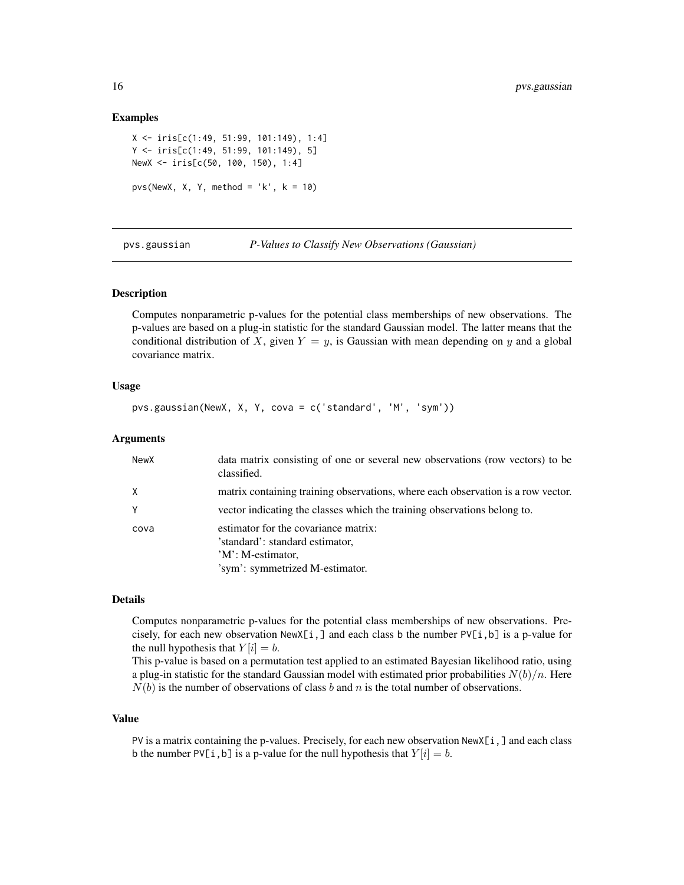## Examples

```
X <- iris[c(1:49, 51:99, 101:149), 1:4]
Y <- iris[c(1:49, 51:99, 101:149), 5]
NewX <- iris[c(50, 100, 150), 1:4]

pvs(NewX, X, Y, method = 'k', k = 10)
```

---

# pvs.gaussian — *P-Values to Classify New Observations (Gaussian)*

---

## Description

Computes nonparametric p-values for the potential class memberships of new observations. The p-values are based on a plug-in statistic for the standard Gaussian model. The latter means that the conditional distribution of $X$, given $Y = y$, is Gaussian with mean depending on $y$ and a global covariance matrix.

## Usage

```
pvs.gaussian(NewX, X, Y, cova = c('standard', 'M', 'sym'))
```

## Arguments

| | |
|---|---|
| NewX | data matrix consisting of one or several new observations (row vectors) to be classified. |
| X | matrix containing training observations, where each observation is a row vector. |
| Y | vector indicating the classes which the training observations belong to. |
| cova | estimator for the covariance matrix:<br>'standard': standard estimator,<br>'M': M-estimator,<br>'sym': symmetrized M-estimator. |

## Details

Computes nonparametric p-values for the potential class memberships of new observations. Precisely, for each new observation `NewX[i,]` and each class `b` the number `PV[i,b]` is a p-value for the null hypothesis that $Y[i] = b$.
This p-value is based on a permutation test applied to an estimated Bayesian likelihood ratio, using a plug-in statistic for the standard Gaussian model with estimated prior probabilities $N(b)/n$. Here $N(b)$ is the number of observations of class $b$ and $n$ is the total number of observations.

## Value

`PV` is a matrix containing the p-values. Precisely, for each new observation `NewX[i,]` and each class `b` the number `PV[i,b]` is a p-value for the null hypothesis that $Y[i] = b$.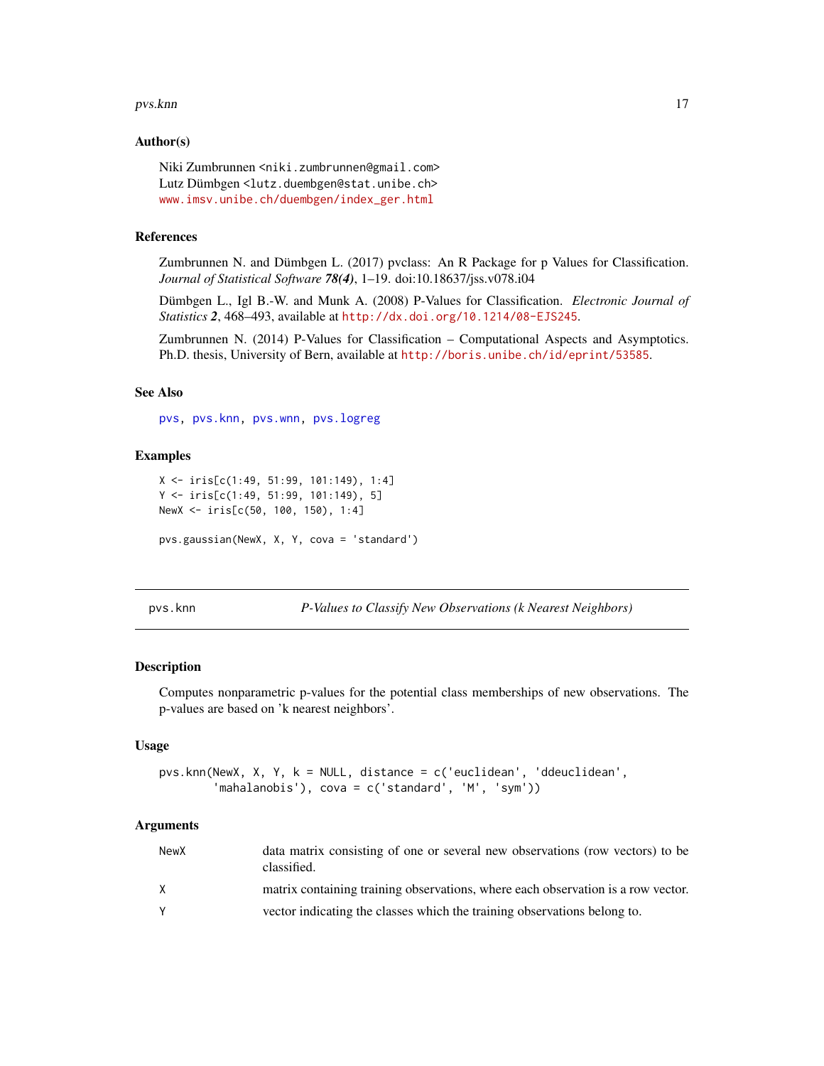### Author(s)

Niki Zumbrunnen <niki.zumbrunnen@gmail.com>
Lutz Dümbgen <lutz.duembgen@stat.unibe.ch>
www.imsv.unibe.ch/duembgen/index_ger.html

### References

Zumbrunnen N. and Dümbgen L. (2017) pvclass: An R Package for p Values for Classification. *Journal of Statistical Software* ***78(4)***, 1–19. doi:10.18637/jss.v078.i04

Dümbgen L., Igl B.-W. and Munk A. (2008) P-Values for Classification. *Electronic Journal of Statistics* ***2***, 468–493, available at http://dx.doi.org/10.1214/08-EJS245.

Zumbrunnen N. (2014) P-Values for Classification – Computational Aspects and Asymptotics. Ph.D. thesis, University of Bern, available at http://boris.unibe.ch/id/eprint/53585.

### See Also

pvs, pvs.knn, pvs.wnn, pvs.logreg

### Examples

```
X <- iris[c(1:49, 51:99, 101:149), 1:4]
Y <- iris[c(1:49, 51:99, 101:149), 5]
NewX <- iris[c(50, 100, 150), 1:4]

pvs.gaussian(NewX, X, Y, cova = 'standard')
```

---

## pvs.knn — *P-Values to Classify New Observations (k Nearest Neighbors)*

### Description

Computes nonparametric p-values for the potential class memberships of new observations. The p-values are based on 'k nearest neighbors'.

### Usage

```
pvs.knn(NewX, X, Y, k = NULL, distance = c('euclidean', 'ddeuclidean',
        'mahalanobis'), cova = c('standard', 'M', 'sym'))
```

### Arguments

| | |
|---|---|
| NewX | data matrix consisting of one or several new observations (row vectors) to be classified. |
| X | matrix containing training observations, where each observation is a row vector. |
| Y | vector indicating the classes which the training observations belong to. |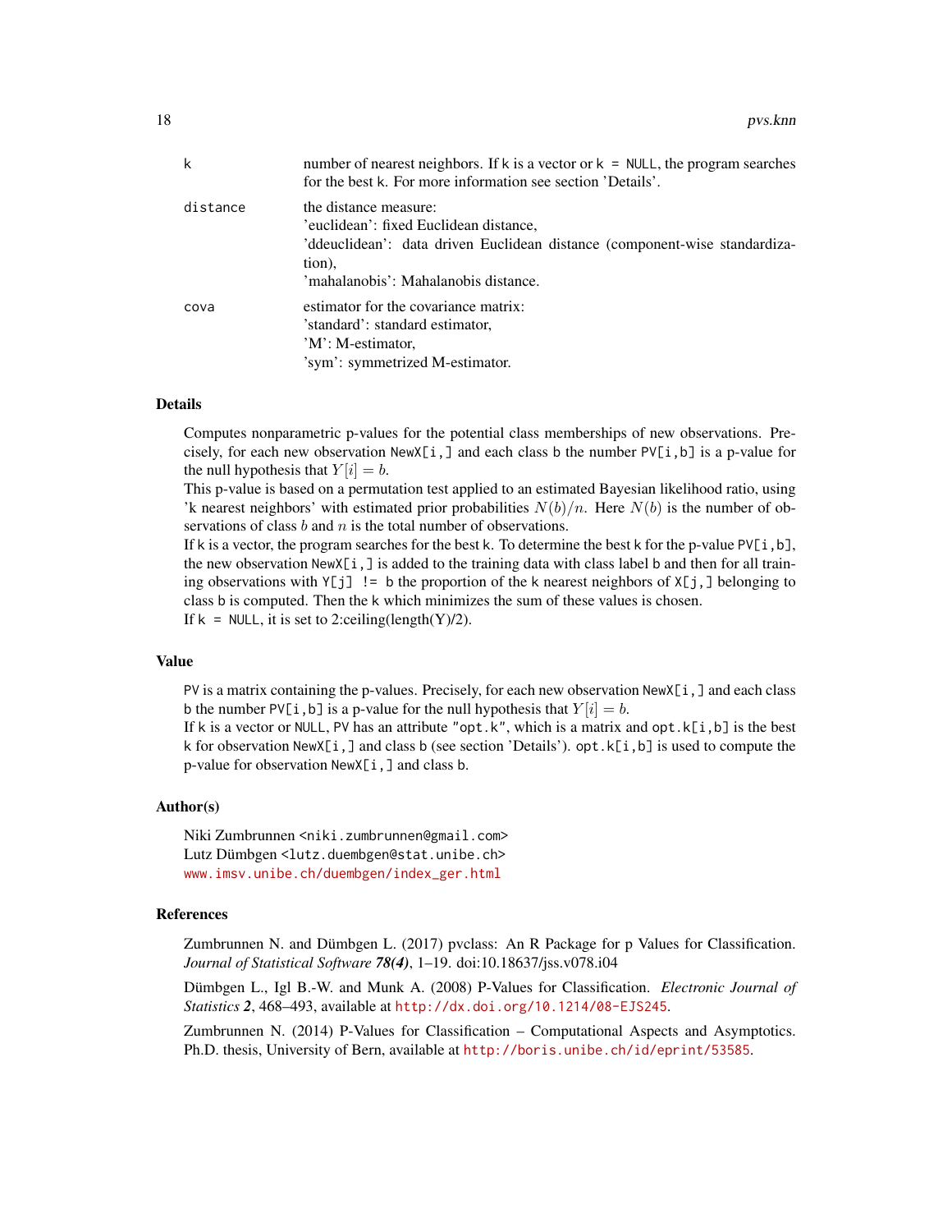| | |
|---|---|
| k | number of nearest neighbors. If k is a vector or k = NULL, the program searches for the best k. For more information see section 'Details'. |
| distance | the distance measure:<br>'euclidean': fixed Euclidean distance,<br>'ddeuclidean': data driven Euclidean distance (component-wise standardization),<br>'mahalanobis': Mahalanobis distance. |
| cova | estimator for the covariance matrix:<br>'standard': standard estimator,<br>'M': M-estimator,<br>'sym': symmetrized M-estimator. |

## Details

Computes nonparametric p-values for the potential class memberships of new observations. Precisely, for each new observation NewX[i,] and each class b the number PV[i,b] is a p-value for the null hypothesis that $Y[i] = b$.

This p-value is based on a permutation test applied to an estimated Bayesian likelihood ratio, using 'k nearest neighbors' with estimated prior probabilities $N(b)/n$. Here $N(b)$ is the number of observations of class $b$ and $n$ is the total number of observations.

If k is a vector, the program searches for the best k. To determine the best k for the p-value PV[i,b], the new observation NewX[i,] is added to the training data with class label b and then for all training observations with Y[j] != b the proportion of the k nearest neighbors of X[j,] belonging to class b is computed. Then the k which minimizes the sum of these values is chosen.

If k = NULL, it is set to 2:ceiling(length(Y)/2).

## Value

PV is a matrix containing the p-values. Precisely, for each new observation NewX[i,] and each class b the number PV[i,b] is a p-value for the null hypothesis that $Y[i] = b$.

If k is a vector or NULL, PV has an attribute "opt.k", which is a matrix and opt.k[i,b] is the best k for observation NewX[i,] and class b (see section 'Details'). opt.k[i,b] is used to compute the p-value for observation NewX[i,] and class b.

## Author(s)

Niki Zumbrunnen <niki.zumbrunnen@gmail.com>
Lutz Dümbgen <lutz.duembgen@stat.unibe.ch>
www.imsv.unibe.ch/duembgen/index_ger.html

## References

Zumbrunnen N. and Dümbgen L. (2017) pvclass: An R Package for p Values for Classification. *Journal of Statistical Software **78(4)***, 1–19. doi:10.18637/jss.v078.i04

Dümbgen L., Igl B.-W. and Munk A. (2008) P-Values for Classification. *Electronic Journal of Statistics **2***, 468–493, available at http://dx.doi.org/10.1214/08-EJS245.

Zumbrunnen N. (2014) P-Values for Classification – Computational Aspects and Asymptotics. Ph.D. thesis, University of Bern, available at http://boris.unibe.ch/id/eprint/53585.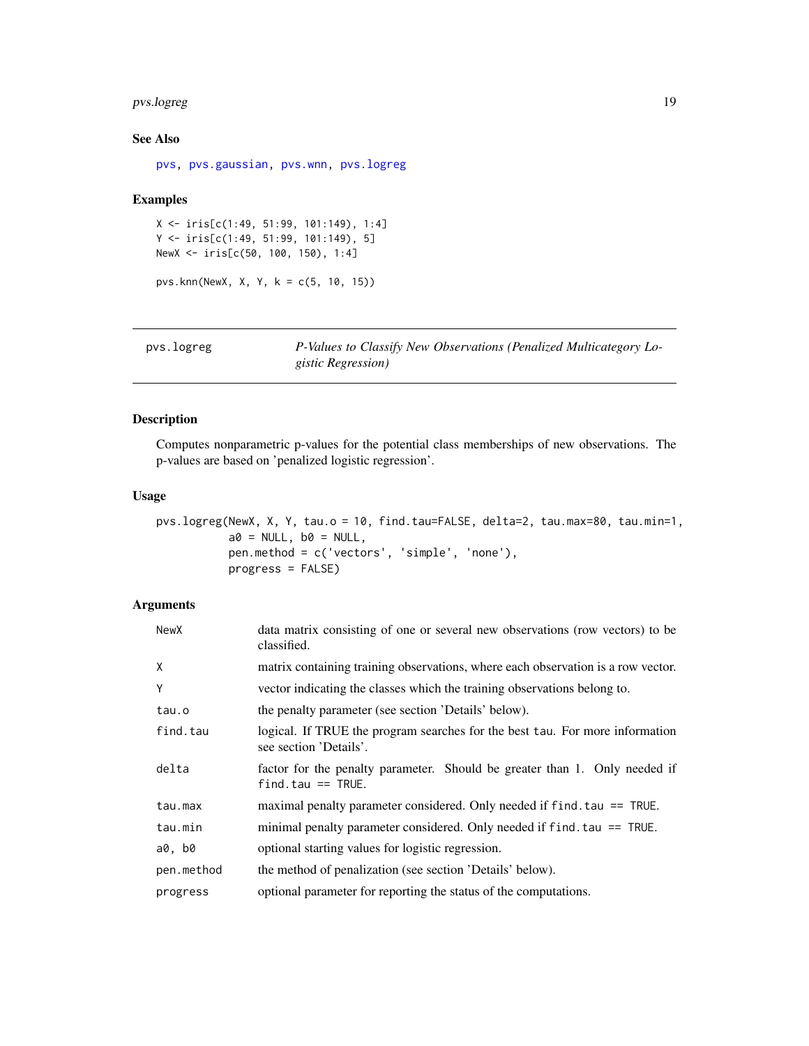### See Also

pvs, pvs.gaussian, pvs.wnn, pvs.logreg

### Examples

```
X <- iris[c(1:49, 51:99, 101:149), 1:4]
Y <- iris[c(1:49, 51:99, 101:149), 5]
NewX <- iris[c(50, 100, 150), 1:4]

pvs.knn(NewX, X, Y, k = c(5, 10, 15))
```

---

## pvs.logreg — *P-Values to Classify New Observations (Penalized Multicategory Logistic Regression)*

### Description

Computes nonparametric p-values for the potential class memberships of new observations. The p-values are based on 'penalized logistic regression'.

### Usage

```
pvs.logreg(NewX, X, Y, tau.o = 10, find.tau=FALSE, delta=2, tau.max=80, tau.min=1,
           a0 = NULL, b0 = NULL,
           pen.method = c('vectors', 'simple', 'none'),
           progress = FALSE)
```

### Arguments

| | |
|---|---|
| NewX | data matrix consisting of one or several new observations (row vectors) to be classified. |
| X | matrix containing training observations, where each observation is a row vector. |
| Y | vector indicating the classes which the training observations belong to. |
| tau.o | the penalty parameter (see section 'Details' below). |
| find.tau | logical. If TRUE the program searches for the best tau. For more information see section 'Details'. |
| delta | factor for the penalty parameter. Should be greater than 1. Only needed if `find.tau == TRUE`. |
| tau.max | maximal penalty parameter considered. Only needed if `find.tau == TRUE`. |
| tau.min | minimal penalty parameter considered. Only needed if `find.tau == TRUE`. |
| a0, b0 | optional starting values for logistic regression. |
| pen.method | the method of penalization (see section 'Details' below). |
| progress | optional parameter for reporting the status of the computations. |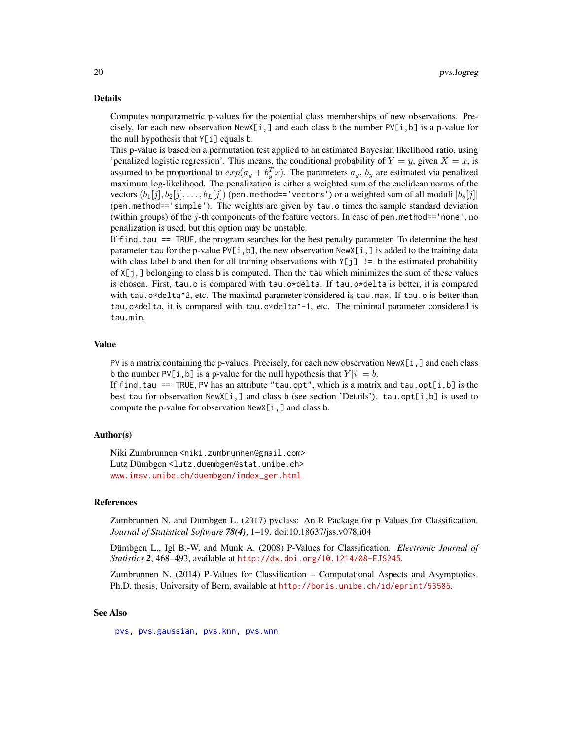### Details

Computes nonparametric p-values for the potential class memberships of new observations. Precisely, for each new observation `NewX[i,]` and each class `b` the number `PV[i,b]` is a p-value for the null hypothesis that `Y[i]` equals `b`.

This p-value is based on a permutation test applied to an estimated Bayesian likelihood ratio, using 'penalized logistic regression'. This means, the conditional probability of $Y = y$, given $X = x$, is assumed to be proportional to $exp(a_y + b_y^T x)$. The parameters $a_y$, $b_y$ are estimated via penalized maximum log-likelihood. The penalization is either a weighted sum of the euclidean norms of the vectors $(b_1[j], b_2[j], \ldots, b_L[j])$ (`pen.method=='vectors'`) or a weighted sum of all moduli $|b_\theta[j]|$ (`pen.method=='simple'`). The weights are given by `tau.o` times the sample standard deviation (within groups) of the $j$-th components of the feature vectors. In case of `pen.method=='none'`, no penalization is used, but this option may be unstable.

If `find.tau == TRUE`, the program searches for the best penalty parameter. To determine the best parameter `tau` for the p-value `PV[i,b]`, the new observation `NewX[i,]` is added to the training data with class label `b` and then for all training observations with `Y[j] != b` the estimated probability of `X[j,]` belonging to class `b` is computed. Then the `tau` which minimizes the sum of these values is chosen. First, `tau.o` is compared with `tau.o*delta`. If `tau.o*delta` is better, it is compared with `tau.o*delta^2`, etc. The maximal parameter considered is `tau.max`. If `tau.o` is better than `tau.o*delta`, it is compared with `tau.o*delta^-1`, etc. The minimal parameter considered is `tau.min`.

### Value

`PV` is a matrix containing the p-values. Precisely, for each new observation `NewX[i,]` and each class `b` the number `PV[i,b]` is a p-value for the null hypothesis that $Y[i] = b$.

If `find.tau == TRUE`, `PV` has an attribute `"tau.opt"`, which is a matrix and `tau.opt[i,b]` is the best `tau` for observation `NewX[i,]` and class `b` (see section 'Details'). `tau.opt[i,b]` is used to compute the p-value for observation `NewX[i,]` and class `b`.

### Author(s)

Niki Zumbrunnen <niki.zumbrunnen@gmail.com>
Lutz Dümbgen <lutz.duembgen@stat.unibe.ch>
www.imsv.unibe.ch/duembgen/index_ger.html

### References

Zumbrunnen N. and Dümbgen L. (2017) pvclass: An R Package for p Values for Classification. *Journal of Statistical Software* ***78(4)***, 1–19. doi:10.18637/jss.v078.i04

Dümbgen L., Igl B.-W. and Munk A. (2008) P-Values for Classification. *Electronic Journal of Statistics* ***2***, 468–493, available at http://dx.doi.org/10.1214/08-EJS245.

Zumbrunnen N. (2014) P-Values for Classification – Computational Aspects and Asymptotics. Ph.D. thesis, University of Bern, available at http://boris.unibe.ch/id/eprint/53585.

### See Also

pvs, pvs.gaussian, pvs.knn, pvs.wnn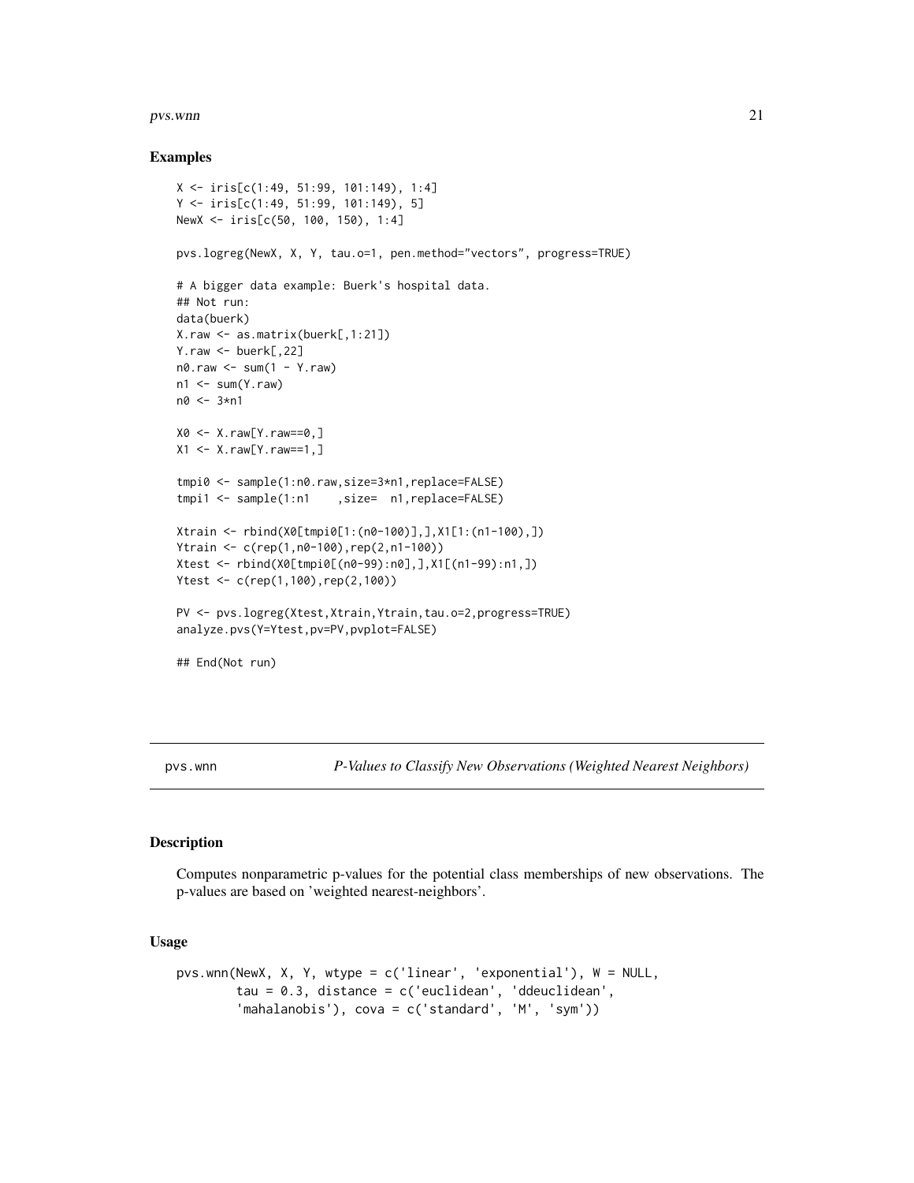### Examples

```
X <- iris[c(1:49, 51:99, 101:149), 1:4]
Y <- iris[c(1:49, 51:99, 101:149), 5]
NewX <- iris[c(50, 100, 150), 1:4]

pvs.logreg(NewX, X, Y, tau.o=1, pen.method="vectors", progress=TRUE)

# A bigger data example: Buerk's hospital data.
## Not run:
data(buerk)
X.raw <- as.matrix(buerk[,1:21])
Y.raw <- buerk[,22]
n0.raw <- sum(1 - Y.raw)
n1 <- sum(Y.raw)
n0 <- 3*n1

X0 <- X.raw[Y.raw==0,]
X1 <- X.raw[Y.raw==1,]

tmpi0 <- sample(1:n0.raw,size=3*n1,replace=FALSE)
tmpi1 <- sample(1:n1    ,size=  n1,replace=FALSE)

Xtrain <- rbind(X0[tmpi0[1:(n0-100)],],X1[1:(n1-100),])
Ytrain <- c(rep(1,n0-100),rep(2,n1-100))
Xtest <- rbind(X0[tmpi0[(n0-99):n0],],X1[(n1-99):n1,])
Ytest <- c(rep(1,100),rep(2,100))

PV <- pvs.logreg(Xtest,Xtrain,Ytrain,tau.o=2,progress=TRUE)
analyze.pvs(Y=Ytest,pv=PV,pvplot=FALSE)

## End(Not run)
```

---

## pvs.wnn — *P-Values to Classify New Observations (Weighted Nearest Neighbors)*

### Description

Computes nonparametric p-values for the potential class memberships of new observations. The p-values are based on 'weighted nearest-neighbors'.

### Usage

```
pvs.wnn(NewX, X, Y, wtype = c('linear', 'exponential'), W = NULL,
        tau = 0.3, distance = c('euclidean', 'ddeuclidean',
        'mahalanobis'), cova = c('standard', 'M', 'sym'))
```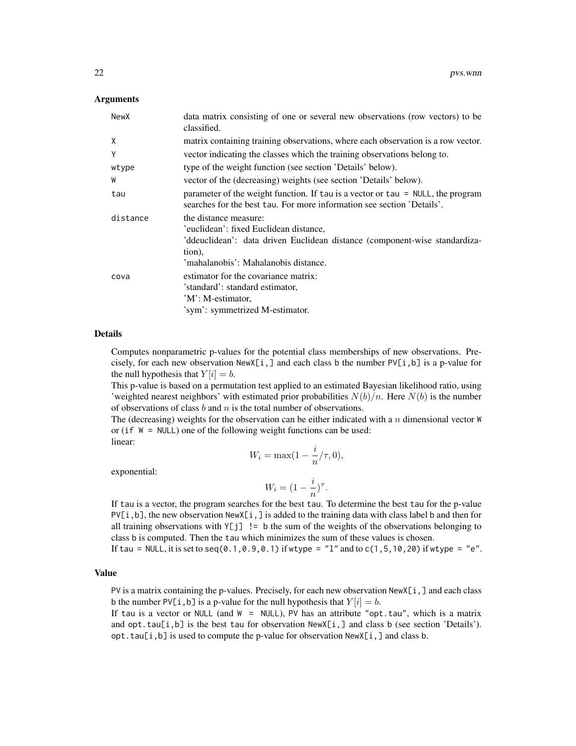## Arguments

| | |
|---|---|
| `NewX` | data matrix consisting of one or several new observations (row vectors) to be classified. |
| `X` | matrix containing training observations, where each observation is a row vector. |
| `Y` | vector indicating the classes which the training observations belong to. |
| `wtype` | type of the weight function (see section 'Details' below). |
| `W` | vector of the (decreasing) weights (see section 'Details' below). |
| `tau` | parameter of the weight function. If `tau` is a vector or `tau = NULL`, the program searches for the best `tau`. For more information see section 'Details'. |
| `distance` | the distance measure:<br>'euclidean': fixed Euclidean distance,<br>'ddeuclidean': data driven Euclidean distance (component-wise standardization),<br>'mahalanobis': Mahalanobis distance. |
| `cova` | estimator for the covariance matrix:<br>'standard': standard estimator,<br>'M': M-estimator,<br>'sym': symmetrized M-estimator. |

## Details

Computes nonparametric p-values for the potential class memberships of new observations. Precisely, for each new observation `NewX[i,]` and each class `b` the number `PV[i,b]` is a p-value for the null hypothesis that $Y[i] = b$.

This p-value is based on a permutation test applied to an estimated Bayesian likelihood ratio, using 'weighted nearest neighbors' with estimated prior probabilities $N(b)/n$. Here $N(b)$ is the number of observations of class $b$ and $n$ is the total number of observations.

The (decreasing) weights for the observation can be either indicated with a $n$ dimensional vector `W` or (if `W = NULL`) one of the following weight functions can be used:

linear:

$$W_i = \max(1 - \frac{i}{n}/\tau, 0),$$

exponential:

$$W_i = (1 - \frac{i}{n})^{\tau}.$$

If `tau` is a vector, the program searches for the best `tau`. To determine the best `tau` for the p-value `PV[i,b]`, the new observation `NewX[i,]` is added to the training data with class label `b` and then for all training observations with `Y[j] != b` the sum of the weights of the observations belonging to class `b` is computed. Then the `tau` which minimizes the sum of these values is chosen.

If `tau = NULL`, it is set to `seq(0.1,0.9,0.1)` if `wtype = "l"` and to `c(1,5,10,20)` if `wtype = "e"`.

## Value

`PV` is a matrix containing the p-values. Precisely, for each new observation `NewX[i,]` and each class `b` the number `PV[i,b]` is a p-value for the null hypothesis that $Y[i] = b$.

If `tau` is a vector or `NULL` (and `W = NULL`), `PV` has an attribute `"opt.tau"`, which is a matrix and `opt.tau[i,b]` is the best `tau` for observation `NewX[i,]` and class `b` (see section 'Details'). `opt.tau[i,b]` is used to compute the p-value for observation `NewX[i,]` and class `b`.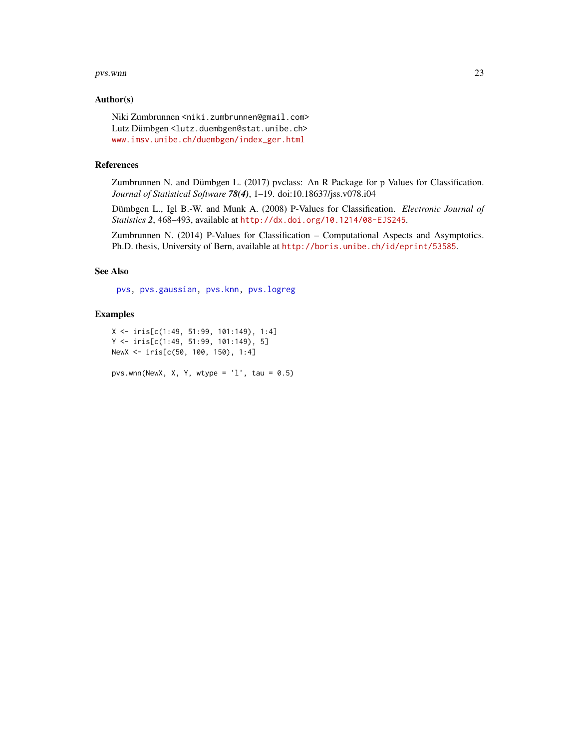### Author(s)

Niki Zumbrunnen <niki.zumbrunnen@gmail.com>
Lutz Dümbgen <lutz.duembgen@stat.unibe.ch>
www.imsv.unibe.ch/duembgen/index_ger.html

### References

Zumbrunnen N. and Dümbgen L. (2017) pvclass: An R Package for p Values for Classification. *Journal of Statistical Software* ***78(4)***, 1–19. doi:10.18637/jss.v078.i04

Dümbgen L., Igl B.-W. and Munk A. (2008) P-Values for Classification. *Electronic Journal of Statistics* ***2***, 468–493, available at http://dx.doi.org/10.1214/08-EJS245.

Zumbrunnen N. (2014) P-Values for Classification – Computational Aspects and Asymptotics. Ph.D. thesis, University of Bern, available at http://boris.unibe.ch/id/eprint/53585.

### See Also

pvs, pvs.gaussian, pvs.knn, pvs.logreg

### Examples

```
X <- iris[c(1:49, 51:99, 101:149), 1:4]
Y <- iris[c(1:49, 51:99, 101:149), 5]
NewX <- iris[c(50, 100, 150), 1:4]

pvs.wnn(NewX, X, Y, wtype = 'l', tau = 0.5)
```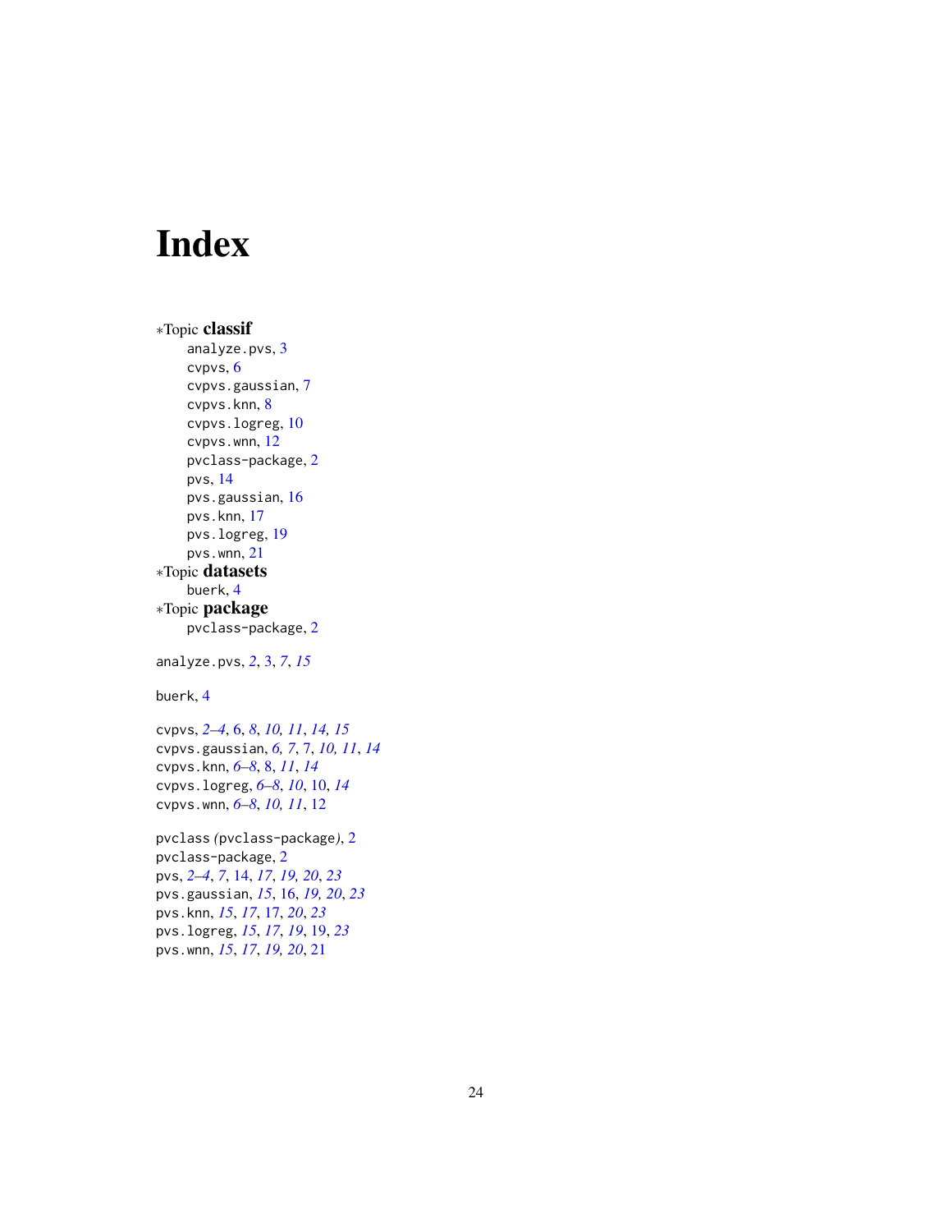# Index

*Topic **classif**

analyze.pvs, 3
cvpvs, 6
cvpvs.gaussian, 7
cvpvs.knn, 8
cvpvs.logreg, 10
cvpvs.wnn, 12
pvclass-package, 2
pvs, 14
pvs.gaussian, 16
pvs.knn, 17
pvs.logreg, 19
pvs.wnn, 21

*Topic **datasets**

buerk, 4

*Topic **package**

pvclass-package, 2

analyze.pvs, *2*, 3, *7*, *15*

buerk, 4

cvpvs, *2–4*, 6, *8*, *10, 11*, *14, 15*
cvpvs.gaussian, *6, 7*, 7, *10, 11*, *14*
cvpvs.knn, *6–8*, 8, *11*, *14*
cvpvs.logreg, *6–8*, *10*, 10, *14*
cvpvs.wnn, *6–8*, *10, 11*, 12

pvclass *(*pvclass-package*)*, 2
pvclass-package, 2
pvs, *2–4*, *7*, 14, *17*, *19, 20*, *23*
pvs.gaussian, *15*, 16, *19, 20*, *23*
pvs.knn, *15*, *17*, 17, *20*, *23*
pvs.logreg, *15*, *17*, *19*, 19, *23*
pvs.wnn, *15*, *17*, *19, 20*, 21